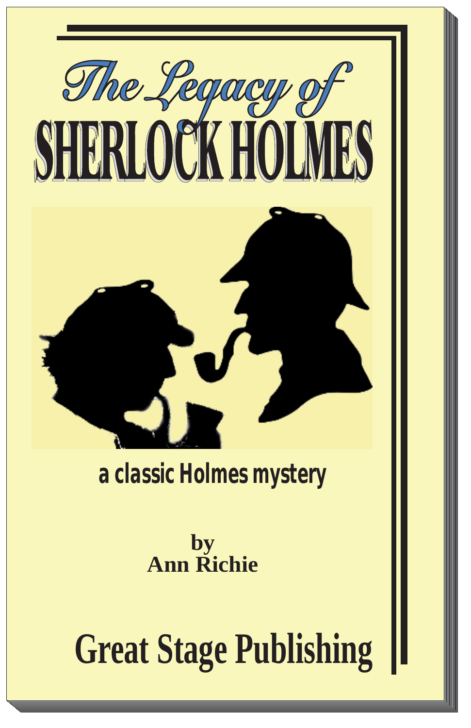# The Legacy of SHERLOCK HOLMES

a classic Holmes mystery

by
Ann Richie

Great Stage Publishing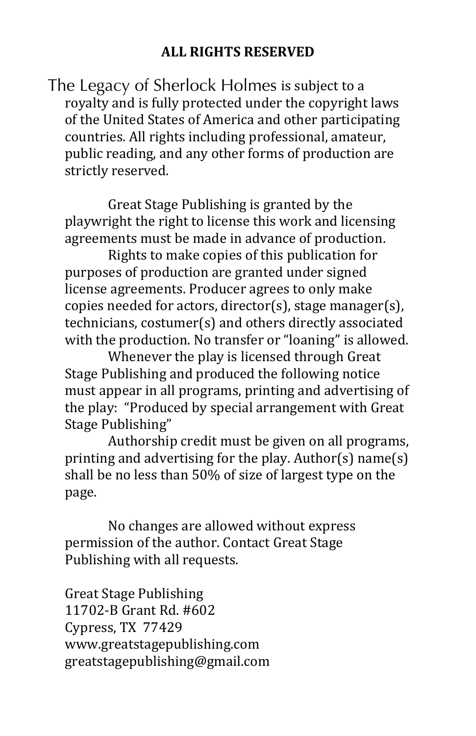**ALL RIGHTS RESERVED**

The Legacy of Sherlock Holmes is subject to a royalty and is fully protected under the copyright laws of the United States of America and other participating countries. All rights including professional, amateur, public reading, and any other forms of production are strictly reserved.

Great Stage Publishing is granted by the playwright the right to license this work and licensing agreements must be made in advance of production.

Rights to make copies of this publication for purposes of production are granted under signed license agreements. Producer agrees to only make copies needed for actors, director(s), stage manager(s), technicians, costumer(s) and others directly associated with the production. No transfer or "loaning" is allowed.

Whenever the play is licensed through Great Stage Publishing and produced the following notice must appear in all programs, printing and advertising of the play: "Produced by special arrangement with Great Stage Publishing"

Authorship credit must be given on all programs, printing and advertising for the play. Author(s) name(s) shall be no less than 50% of size of largest type on the page.

No changes are allowed without express permission of the author. Contact Great Stage Publishing with all requests.

Great Stage Publishing
11702-B Grant Rd. #602
Cypress, TX 77429
www.greatstagepublishing.com
greatstagepublishing@gmail.com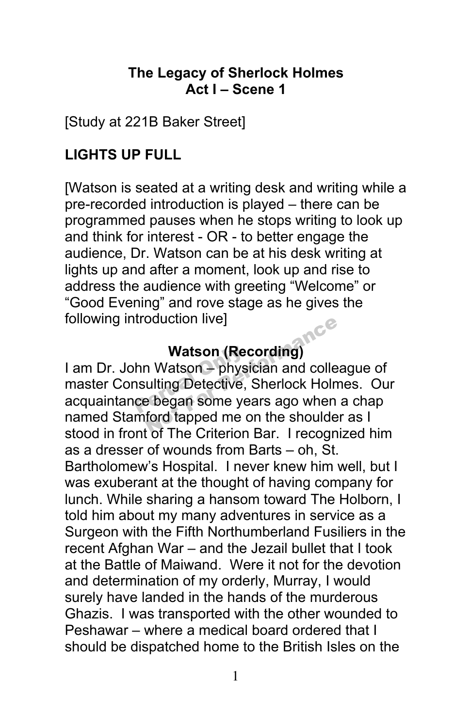**The Legacy of Sherlock Holmes**
**Act I – Scene 1**

[Study at 221B Baker Street]

**LIGHTS UP FULL**

[Watson is seated at a writing desk and writing while a pre-recorded introduction is played – there can be programmed pauses when he stops writing to look up and think for interest - OR - to better engage the audience, Dr. Watson can be at his desk writing at lights up and after a moment, look up and rise to address the audience with greeting "Welcome" or "Good Evening" and rove stage as he gives the following introduction live]

**Watson (Recording)**

I am Dr. John Watson – physician and colleague of master Consulting Detective, Sherlock Holmes. Our acquaintance began some years ago when a chap named Stamford tapped me on the shoulder as I stood in front of The Criterion Bar. I recognized him as a dresser of wounds from Barts – oh, St. Bartholomew's Hospital. I never knew him well, but I was exuberant at the thought of having company for lunch. While sharing a hansom toward The Holborn, I told him about my many adventures in service as a Surgeon with the Fifth Northumberland Fusiliers in the recent Afghan War – and the Jezail bullet that I took at the Battle of Maiwand. Were it not for the devotion and determination of my orderly, Murray, I would surely have landed in the hands of the murderous Ghazis. I was transported with the other wounded to Peshawar – where a medical board ordered that I should be dispatched home to the British Isles on the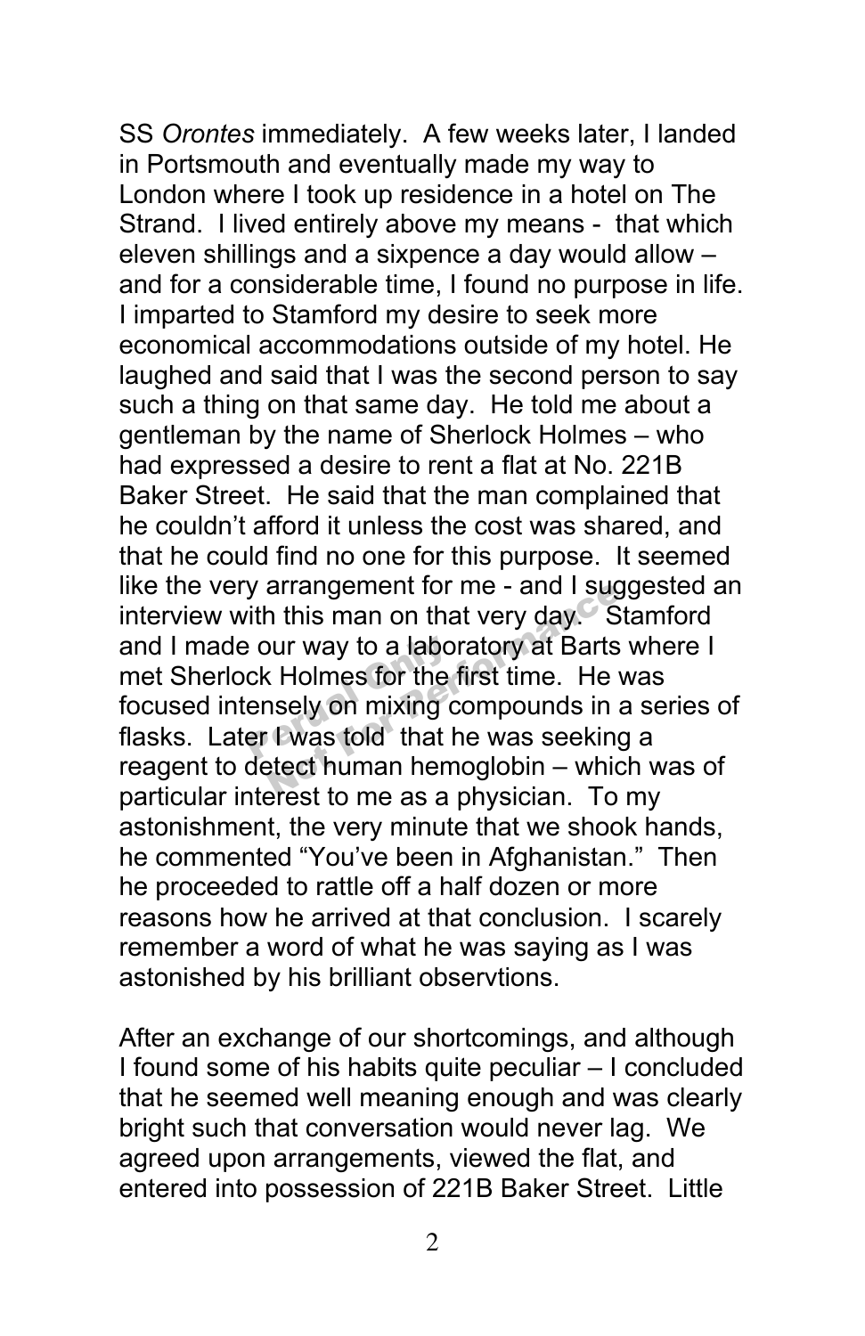SS *Orontes* immediately. A few weeks later, I landed in Portsmouth and eventually made my way to London where I took up residence in a hotel on The Strand. I lived entirely above my means - that which eleven shillings and a sixpence a day would allow – and for a considerable time, I found no purpose in life. I imparted to Stamford my desire to seek more economical accommodations outside of my hotel. He laughed and said that I was the second person to say such a thing on that same day. He told me about a gentleman by the name of Sherlock Holmes – who had expressed a desire to rent a flat at No. 221B Baker Street. He said that the man complained that he couldn't afford it unless the cost was shared, and that he could find no one for this purpose. It seemed like the very arrangement for me - and I suggested an interview with this man on that very day. Stamford and I made our way to a laboratory at Barts where I met Sherlock Holmes for the first time. He was focused intensely on mixing compounds in a series of flasks. Later I was told that he was seeking a reagent to detect human hemoglobin – which was of particular interest to me as a physician. To my astonishment, the very minute that we shook hands, he commented "You've been in Afghanistan." Then he proceeded to rattle off a half dozen or more reasons how he arrived at that conclusion. I scarely remember a word of what he was saying as I was astonished by his brilliant observtions.

After an exchange of our shortcomings, and although I found some of his habits quite peculiar – I concluded that he seemed well meaning enough and was clearly bright such that conversation would never lag. We agreed upon arrangements, viewed the flat, and entered into possession of 221B Baker Street. Little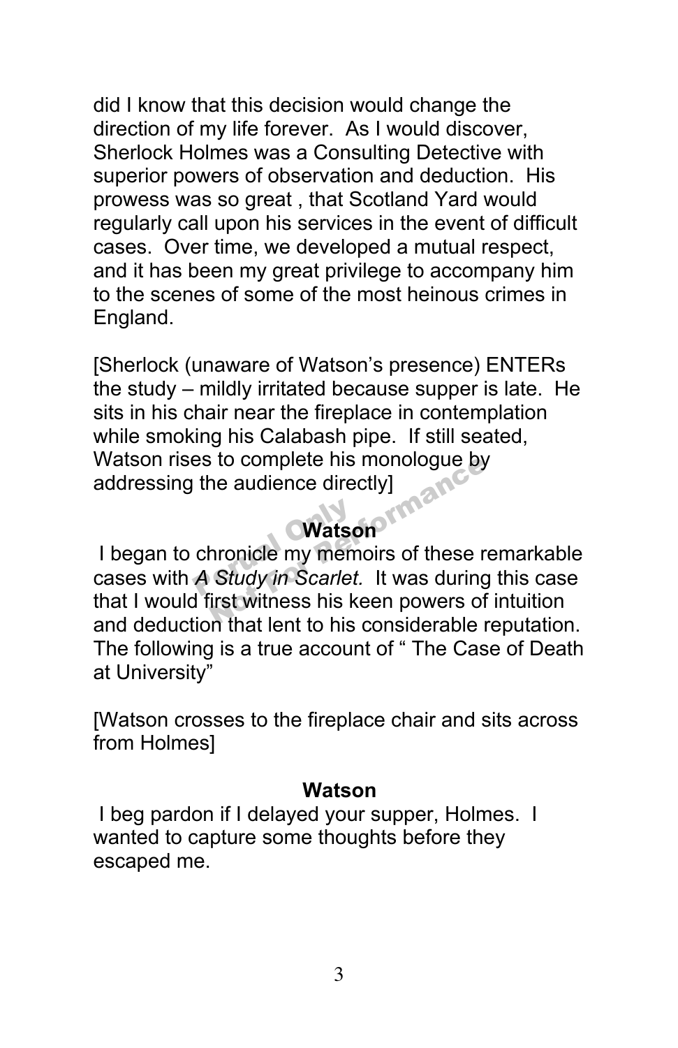did I know that this decision would change the direction of my life forever. As I would discover, Sherlock Holmes was a Consulting Detective with superior powers of observation and deduction. His prowess was so great , that Scotland Yard would regularly call upon his services in the event of difficult cases. Over time, we developed a mutual respect, and it has been my great privilege to accompany him to the scenes of some of the most heinous crimes in England.

[Sherlock (unaware of Watson's presence) ENTERs the study – mildly irritated because supper is late. He sits in his chair near the fireplace in contemplation while smoking his Calabash pipe. If still seated, Watson rises to complete his monologue by addressing the audience directly]

**Watson**

I began to chronicle my memoirs of these remarkable cases with *A Study in Scarlet.* It was during this case that I would first witness his keen powers of intuition and deduction that lent to his considerable reputation. The following is a true account of " The Case of Death at University"

[Watson crosses to the fireplace chair and sits across from Holmes]

**Watson**

I beg pardon if I delayed your supper, Holmes. I wanted to capture some thoughts before they escaped me.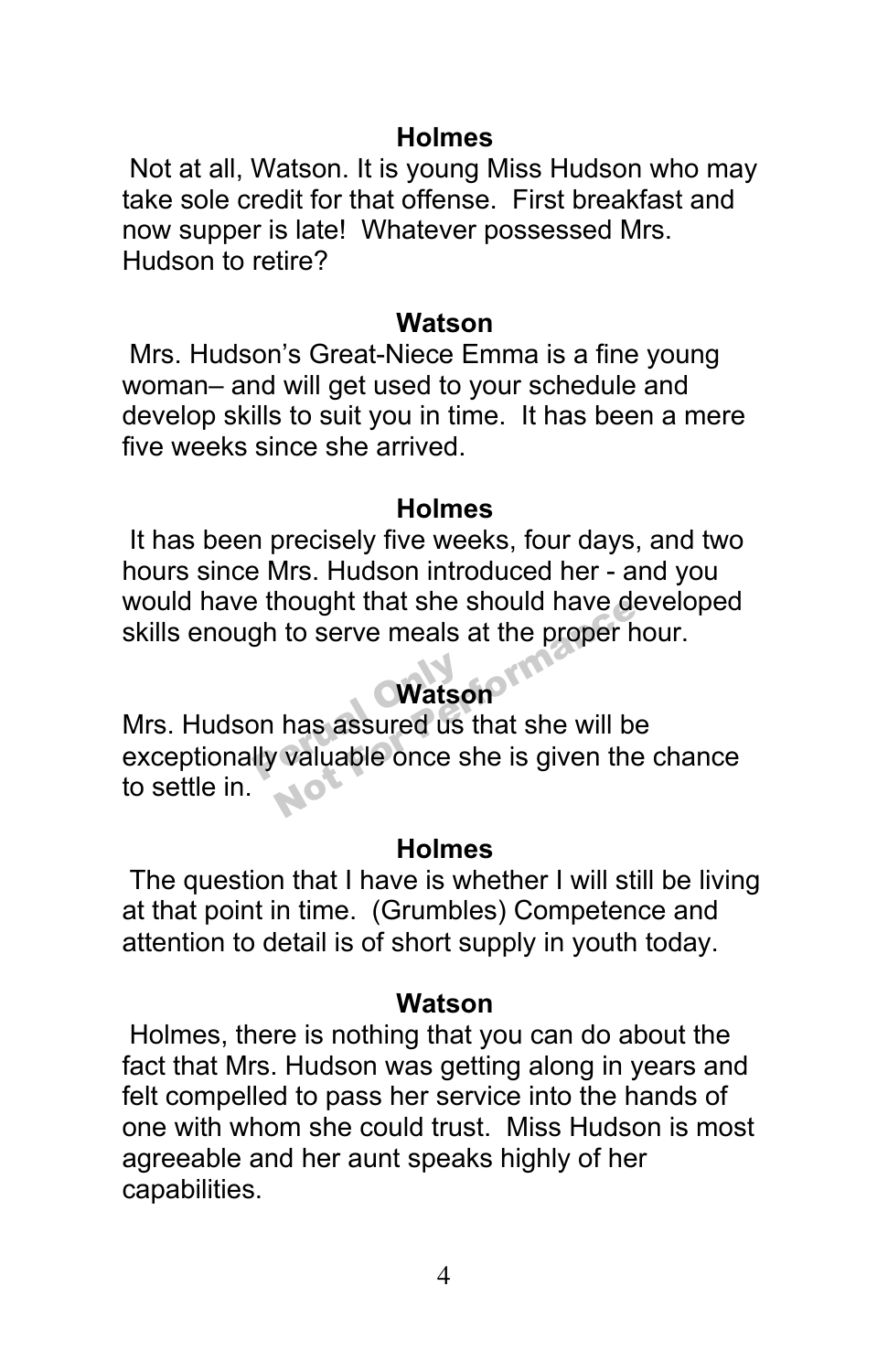**Holmes**

Not at all, Watson. It is young Miss Hudson who may take sole credit for that offense. First breakfast and now supper is late! Whatever possessed Mrs. Hudson to retire?

**Watson**

Mrs. Hudson's Great-Niece Emma is a fine young woman– and will get used to your schedule and develop skills to suit you in time. It has been a mere five weeks since she arrived.

**Holmes**

It has been precisely five weeks, four days, and two hours since Mrs. Hudson introduced her - and you would have thought that she should have developed skills enough to serve meals at the proper hour.

**Watson**

Mrs. Hudson has assured us that she will be exceptionally valuable once she is given the chance to settle in.

**Holmes**

The question that I have is whether I will still be living at that point in time. (Grumbles) Competence and attention to detail is of short supply in youth today.

**Watson**

Holmes, there is nothing that you can do about the fact that Mrs. Hudson was getting along in years and felt compelled to pass her service into the hands of one with whom she could trust. Miss Hudson is most agreeable and her aunt speaks highly of her capabilities.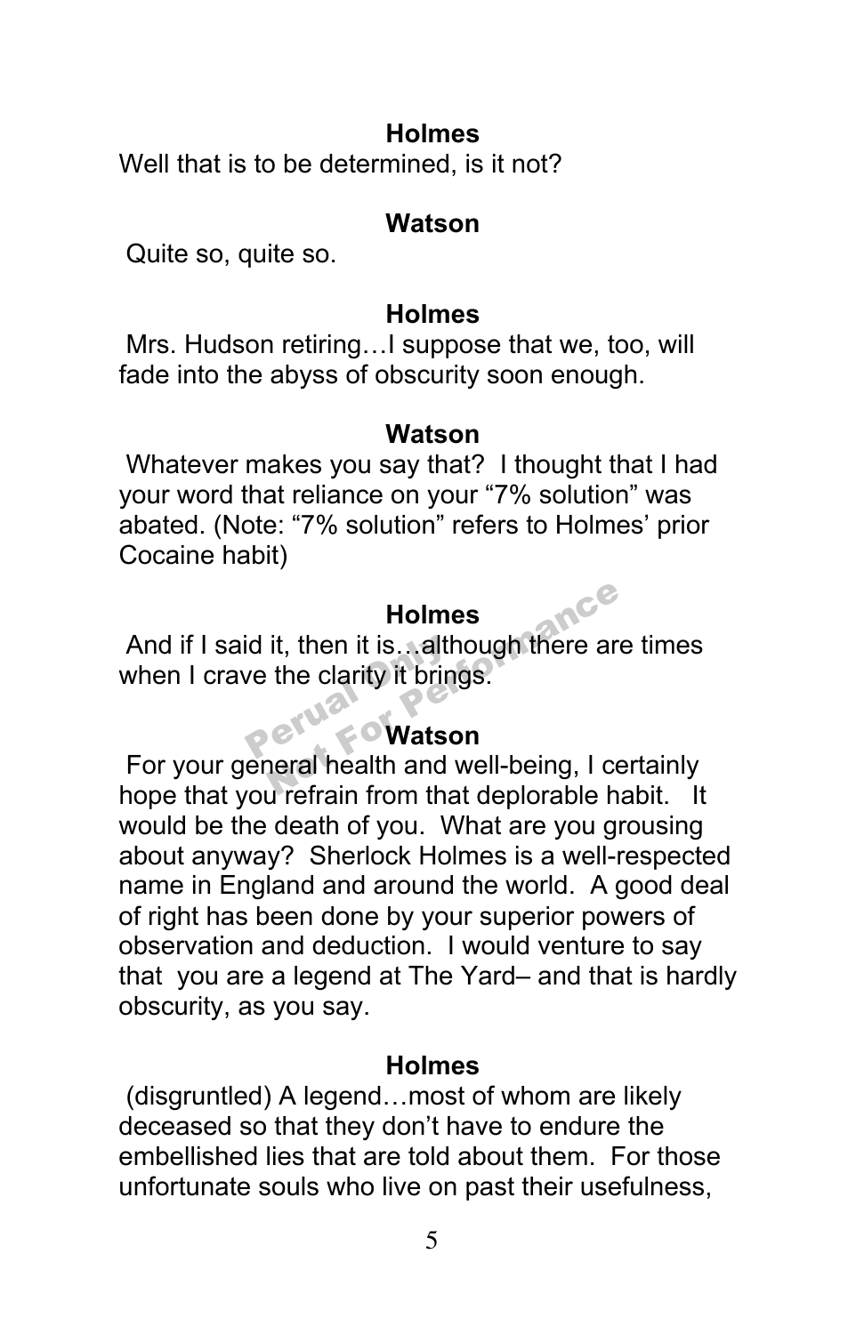**Holmes**

Well that is to be determined, is it not?

**Watson**

Quite so, quite so.

**Holmes**

Mrs. Hudson retiring…I suppose that we, too, will fade into the abyss of obscurity soon enough.

**Watson**

Whatever makes you say that? I thought that I had your word that reliance on your “7% solution” was abated. (Note: “7% solution” refers to Holmes’ prior Cocaine habit)

**Holmes**

And if I said it, then it is…although there are times when I crave the clarity it brings.

**Watson**

For your general health and well-being, I certainly hope that you refrain from that deplorable habit. It would be the death of you. What are you grousing about anyway? Sherlock Holmes is a well-respected name in England and around the world. A good deal of right has been done by your superior powers of observation and deduction. I would venture to say that you are a legend at The Yard– and that is hardly obscurity, as you say.

**Holmes**

(disgruntled) A legend…most of whom are likely deceased so that they don’t have to endure the embellished lies that are told about them. For those unfortunate souls who live on past their usefulness,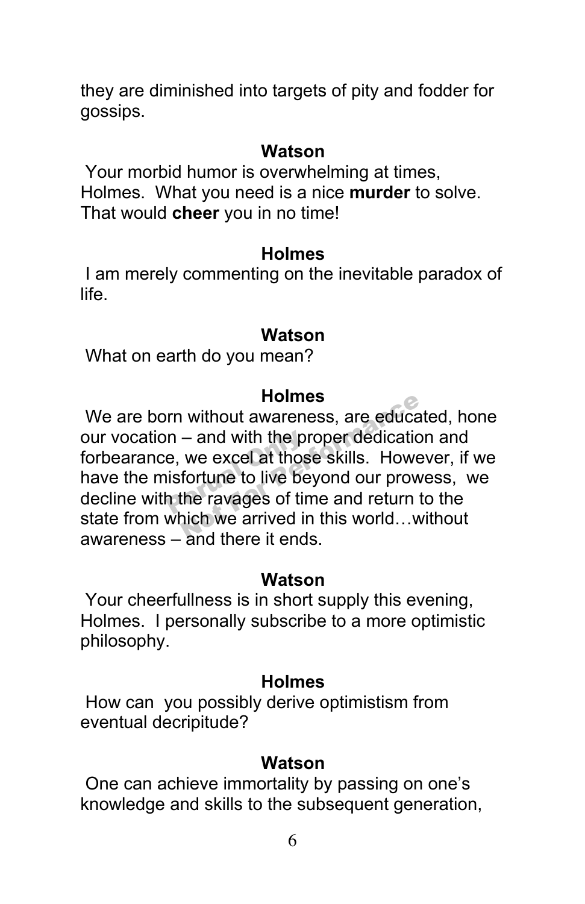they are diminished into targets of pity and fodder for gossips.

**Watson**

Your morbid humor is overwhelming at times, Holmes. What you need is a nice **murder** to solve. That would **cheer** you in no time!

**Holmes**

I am merely commenting on the inevitable paradox of life.

**Watson**

What on earth do you mean?

**Holmes**

We are born without awareness, are educated, hone our vocation – and with the proper dedication and forbearance, we excel at those skills. However, if we have the misfortune to live beyond our prowess, we decline with the ravages of time and return to the state from which we arrived in this world…without awareness – and there it ends.

**Watson**

Your cheerfullness is in short supply this evening, Holmes. I personally subscribe to a more optimistic philosophy.

**Holmes**

How can you possibly derive optimistism from eventual decripitude?

**Watson**

One can achieve immortality by passing on one's knowledge and skills to the subsequent generation,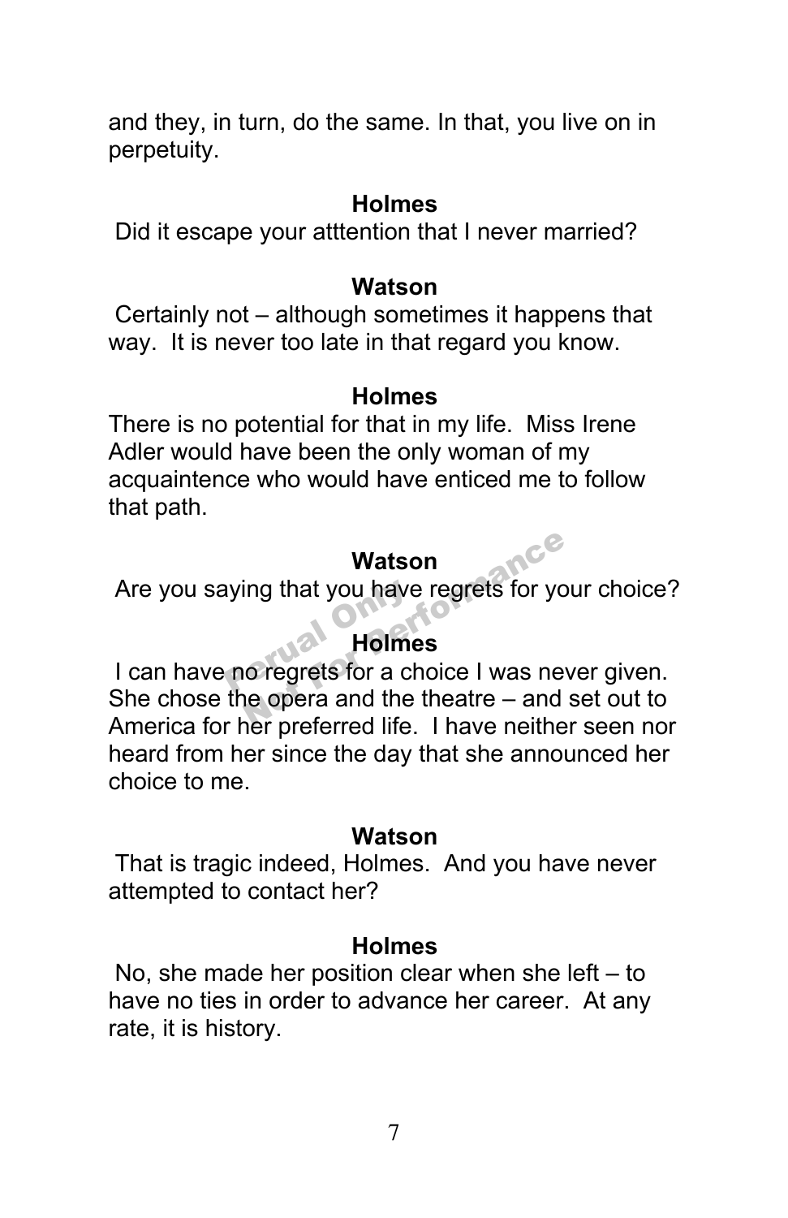and they, in turn, do the same. In that, you live on in perpetuity.

**Holmes**

Did it escape your atttention that I never married?

**Watson**

Certainly not – although sometimes it happens that way. It is never too late in that regard you know.

**Holmes**

There is no potential for that in my life. Miss Irene Adler would have been the only woman of my acquaintence who would have enticed me to follow that path.

**Watson**

Are you saying that you have regrets for your choice?

**Holmes**

I can have no regrets for a choice I was never given. She chose the opera and the theatre – and set out to America for her preferred life. I have neither seen nor heard from her since the day that she announced her choice to me.

**Watson**

That is tragic indeed, Holmes. And you have never attempted to contact her?

**Holmes**

No, she made her position clear when she left – to have no ties in order to advance her career. At any rate, it is history.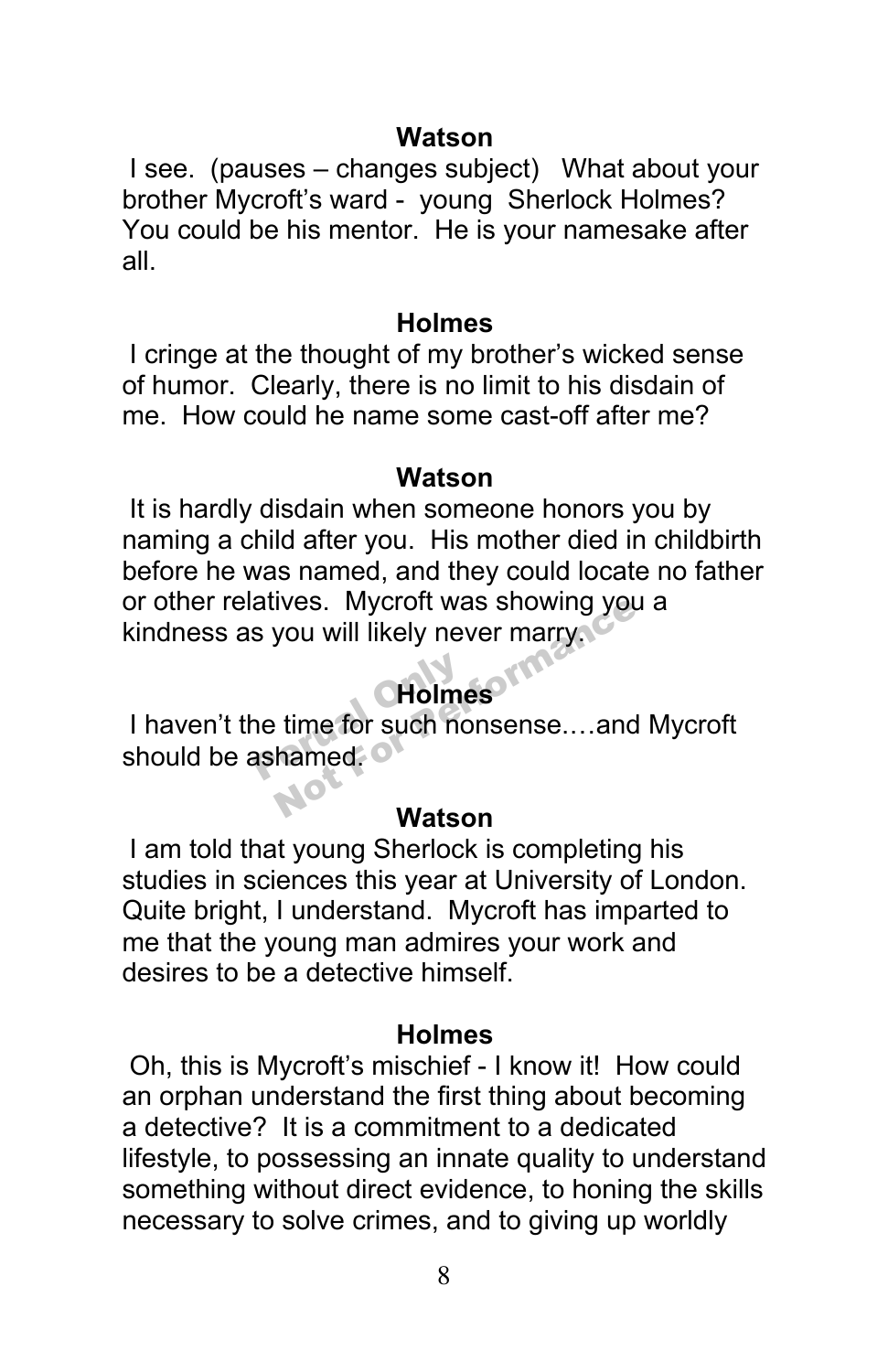**Watson**

I see. (pauses – changes subject) What about your brother Mycroft's ward - young Sherlock Holmes? You could be his mentor. He is your namesake after all.

**Holmes**

I cringe at the thought of my brother's wicked sense of humor. Clearly, there is no limit to his disdain of me. How could he name some cast-off after me?

**Watson**

It is hardly disdain when someone honors you by naming a child after you. His mother died in childbirth before he was named, and they could locate no father or other relatives. Mycroft was showing you a kindness as you will likely never marry.

**Holmes**

I haven't the time for such nonsense.…and Mycroft should be ashamed.

**Watson**

I am told that young Sherlock is completing his studies in sciences this year at University of London. Quite bright, I understand. Mycroft has imparted to me that the young man admires your work and desires to be a detective himself.

**Holmes**

Oh, this is Mycroft's mischief - I know it! How could an orphan understand the first thing about becoming a detective? It is a commitment to a dedicated lifestyle, to possessing an innate quality to understand something without direct evidence, to honing the skills necessary to solve crimes, and to giving up worldly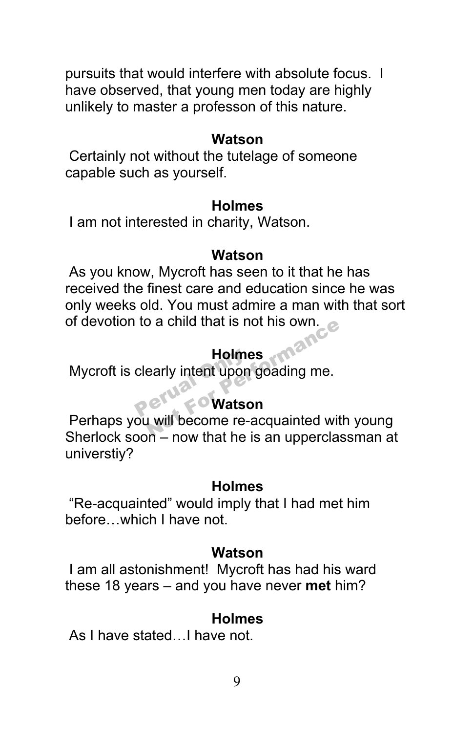pursuits that would interfere with absolute focus.  I have observed, that young men today are highly unlikely to master a professon of this nature.

**Watson**

Certainly not without the tutelage of someone capable such as yourself.

**Holmes**

I am not interested in charity, Watson.

**Watson**

As you know, Mycroft has seen to it that he has received the finest care and education since he was only weeks old. You must admire a man with that sort of devotion to a child that is not his own.

**Holmes**

Mycroft is clearly intent upon goading me.

**Watson**

Perhaps you will become re-acquainted with young Sherlock soon – now that he is an upperclassman at universtiy?

**Holmes**

"Re-acquainted" would imply that I had met him before…which I have not.

**Watson**

I am all astonishment!  Mycroft has had his ward these 18 years – and you have never **met** him?

**Holmes**

As I have stated…I have not.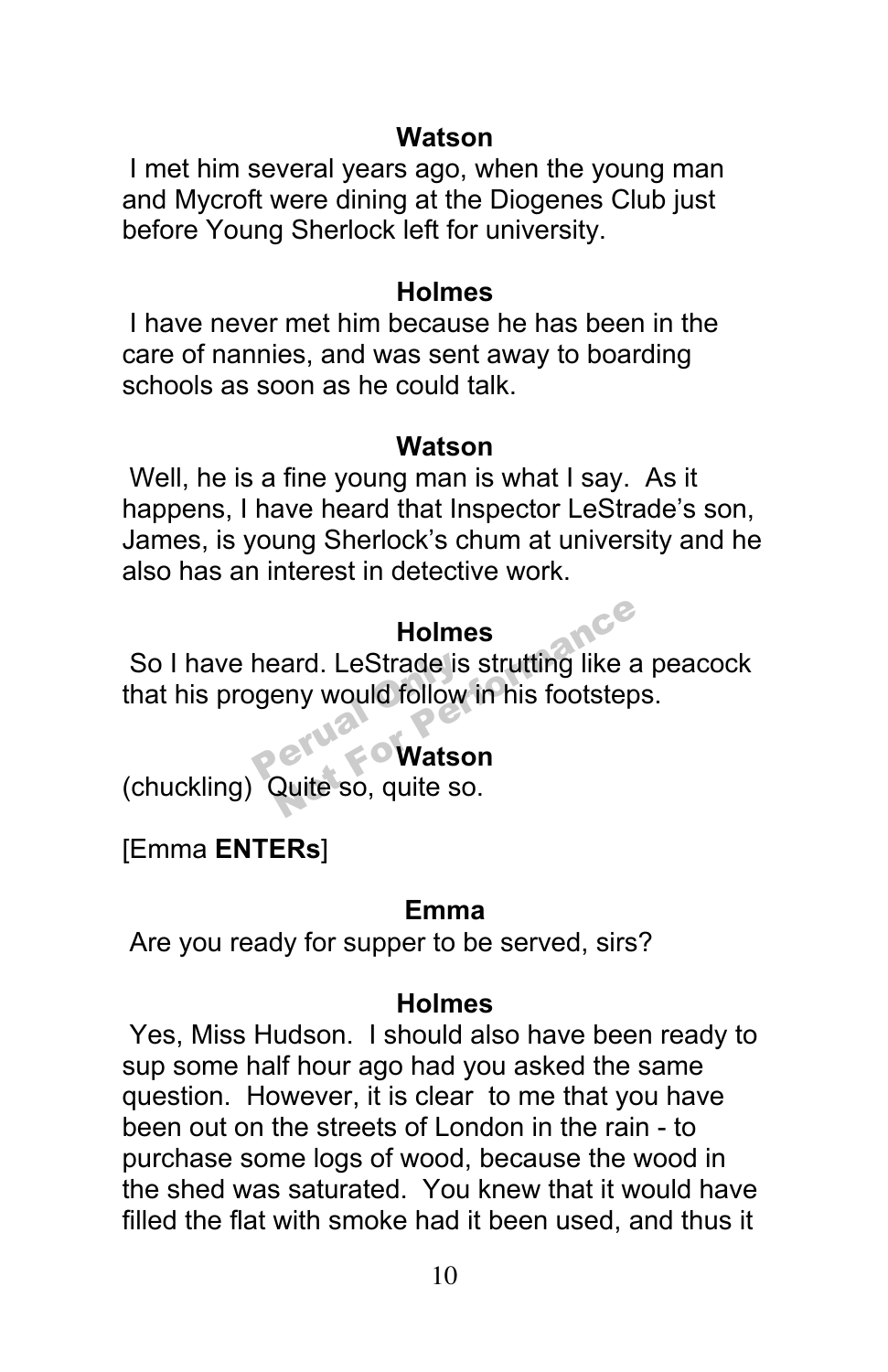**Watson**

I met him several years ago, when the young man and Mycroft were dining at the Diogenes Club just before Young Sherlock left for university.

**Holmes**

I have never met him because he has been in the care of nannies, and was sent away to boarding schools as soon as he could talk.

**Watson**

Well, he is a fine young man is what I say. As it happens, I have heard that Inspector LeStrade's son, James, is young Sherlock's chum at university and he also has an interest in detective work.

**Holmes**

So I have heard. LeStrade is strutting like a peacock that his progeny would follow in his footsteps.

**Watson**

(chuckling) Quite so, quite so.

[Emma **ENTERs**]

**Emma**

Are you ready for supper to be served, sirs?

**Holmes**

Yes, Miss Hudson. I should also have been ready to sup some half hour ago had you asked the same question. However, it is clear to me that you have been out on the streets of London in the rain - to purchase some logs of wood, because the wood in the shed was saturated. You knew that it would have filled the flat with smoke had it been used, and thus it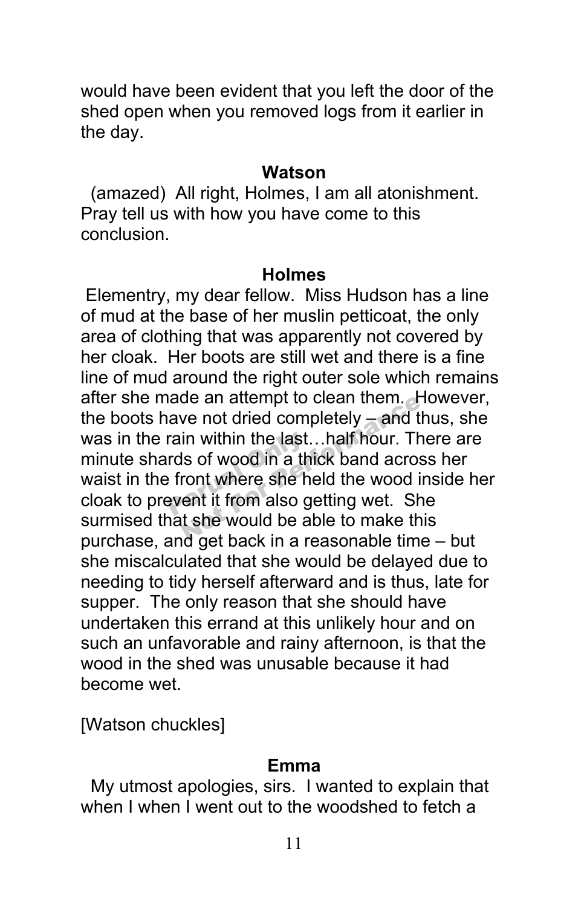would have been evident that you left the door of the shed open when you removed logs from it earlier in the day.

**Watson**

(amazed) All right, Holmes, I am all atonishment. Pray tell us with how you have come to this conclusion.

**Holmes**

Elementry, my dear fellow. Miss Hudson has a line of mud at the base of her muslin petticoat, the only area of clothing that was apparently not covered by her cloak. Her boots are still wet and there is a fine line of mud around the right outer sole which remains after she made an attempt to clean them. However, the boots have not dried completely – and thus, she was in the rain within the last…half hour. There are minute shards of wood in a thick band across her waist in the front where she held the wood inside her cloak to prevent it from also getting wet. She surmised that she would be able to make this purchase, and get back in a reasonable time – but she miscalculated that she would be delayed due to needing to tidy herself afterward and is thus, late for supper. The only reason that she should have undertaken this errand at this unlikely hour and on such an unfavorable and rainy afternoon, is that the wood in the shed was unusable because it had become wet.

[Watson chuckles]

**Emma**

My utmost apologies, sirs. I wanted to explain that when I when I went out to the woodshed to fetch a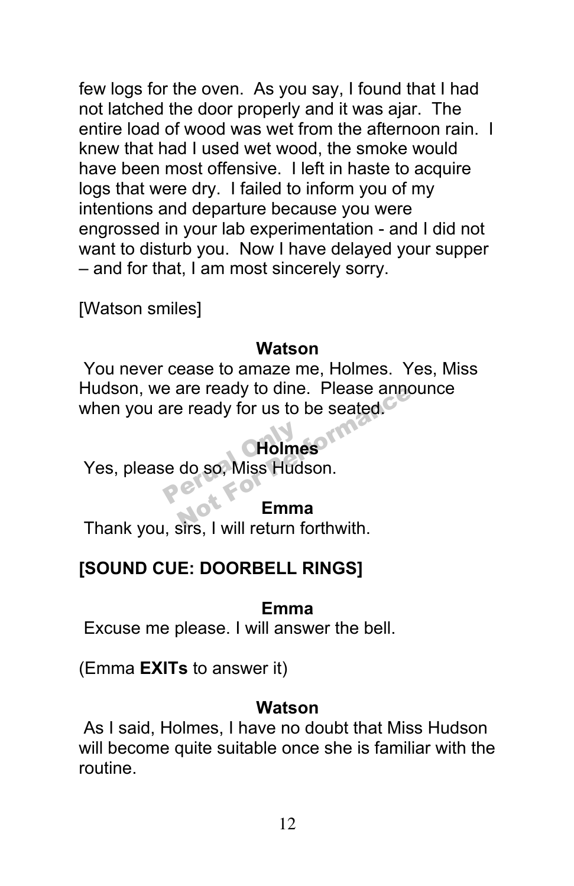few logs for the oven. As you say, I found that I had not latched the door properly and it was ajar. The entire load of wood was wet from the afternoon rain. I knew that had I used wet wood, the smoke would have been most offensive. I left in haste to acquire logs that were dry. I failed to inform you of my intentions and departure because you were engrossed in your lab experimentation - and I did not want to disturb you. Now I have delayed your supper – and for that, I am most sincerely sorry.

[Watson smiles]

**Watson**

You never cease to amaze me, Holmes. Yes, Miss Hudson, we are ready to dine. Please announce when you are ready for us to be seated.

**Holmes**

Yes, please do so, Miss Hudson.

**Emma**

Thank you, sirs, I will return forthwith.

**[SOUND CUE: DOORBELL RINGS]**

**Emma**

Excuse me please. I will answer the bell.

(Emma **EXITs** to answer it)

**Watson**

As I said, Holmes, I have no doubt that Miss Hudson will become quite suitable once she is familiar with the routine.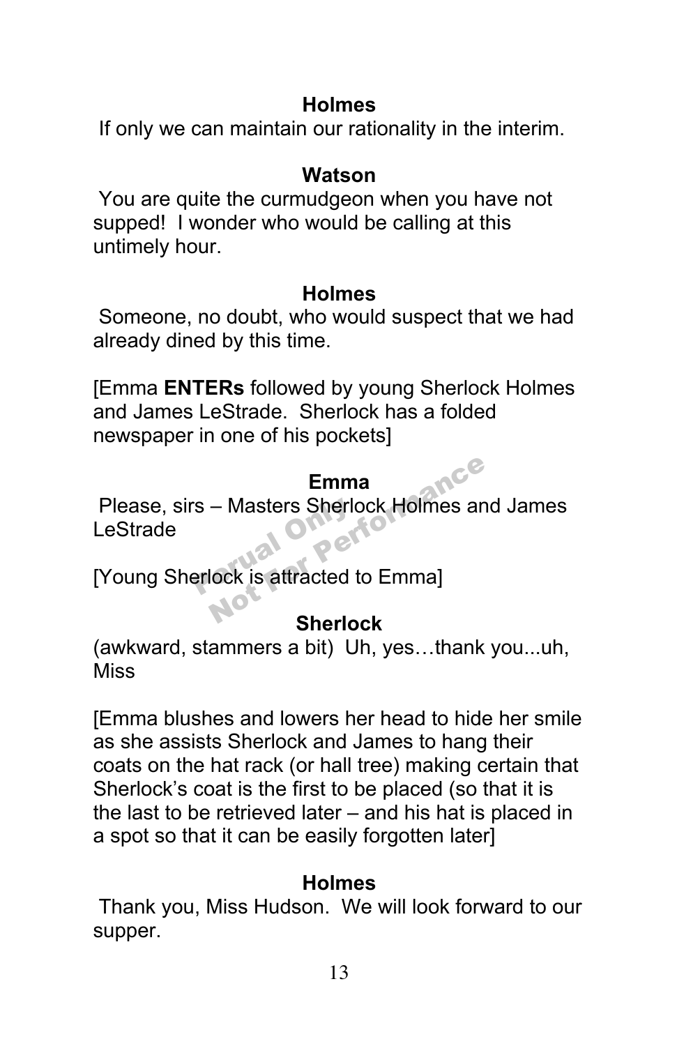**Holmes**

If only we can maintain our rationality in the interim.

**Watson**

You are quite the curmudgeon when you have not supped! I wonder who would be calling at this untimely hour.

**Holmes**

Someone, no doubt, who would suspect that we had already dined by this time.

[Emma **ENTERs** followed by young Sherlock Holmes and James LeStrade. Sherlock has a folded newspaper in one of his pockets]

**Emma**

Please, sirs – Masters Sherlock Holmes and James LeStrade

[Young Sherlock is attracted to Emma]

**Sherlock**

(awkward, stammers a bit) Uh, yes…thank you...uh, Miss

[Emma blushes and lowers her head to hide her smile as she assists Sherlock and James to hang their coats on the hat rack (or hall tree) making certain that Sherlock's coat is the first to be placed (so that it is the last to be retrieved later – and his hat is placed in a spot so that it can be easily forgotten later]

**Holmes**

Thank you, Miss Hudson. We will look forward to our supper.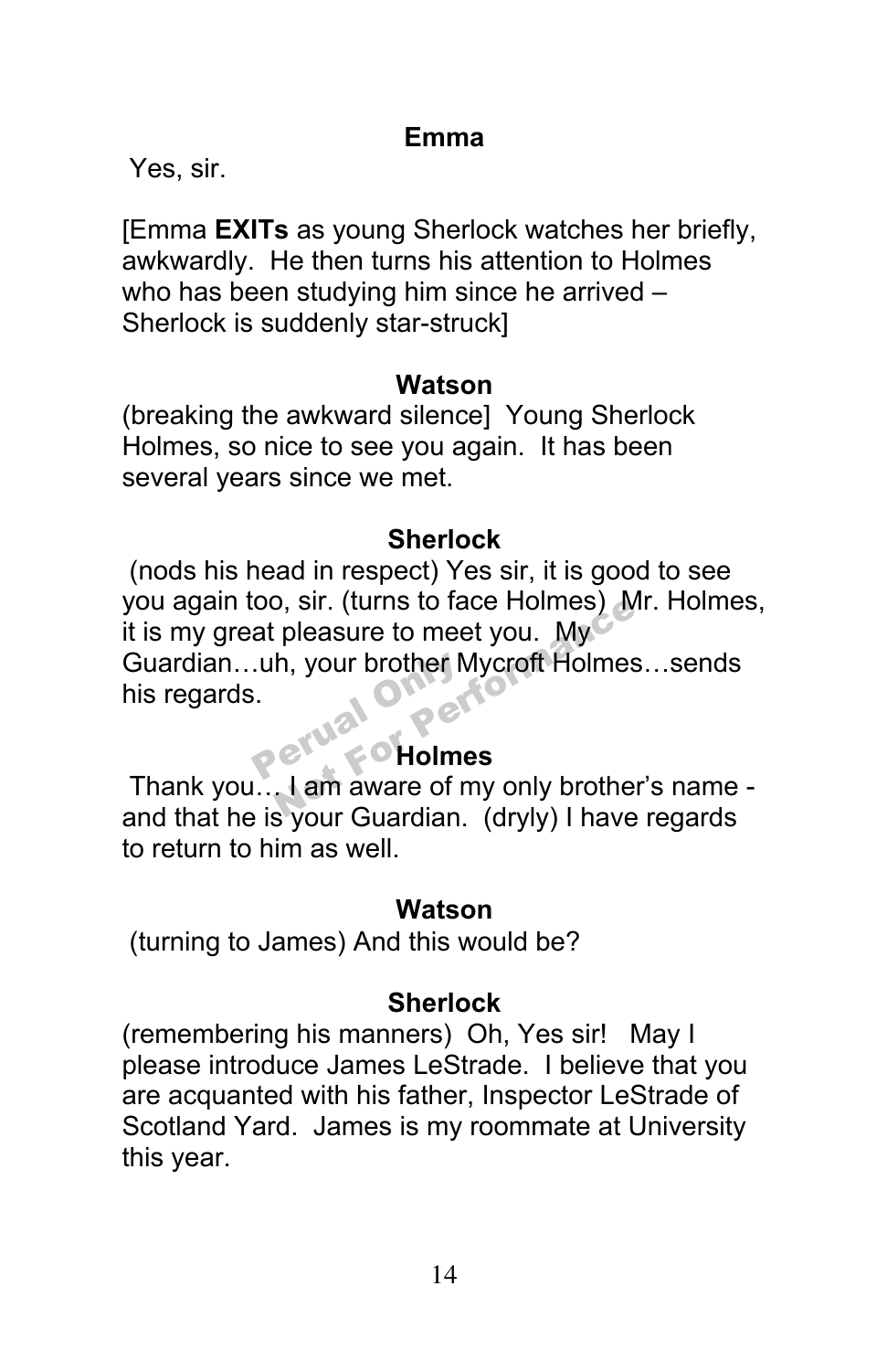**Emma**

Yes, sir.

[Emma **EXITs** as young Sherlock watches her briefly, awkwardly. He then turns his attention to Holmes who has been studying him since he arrived – Sherlock is suddenly star-struck]

**Watson**

(breaking the awkward silence] Young Sherlock Holmes, so nice to see you again. It has been several years since we met.

**Sherlock**

(nods his head in respect) Yes sir, it is good to see you again too, sir. (turns to face Holmes) Mr. Holmes, it is my great pleasure to meet you. My Guardian…uh, your brother Mycroft Holmes…sends his regards.

**Holmes**

Thank you… I am aware of my only brother's name - and that he is your Guardian. (dryly) I have regards to return to him as well.

**Watson**

(turning to James) And this would be?

**Sherlock**

(remembering his manners) Oh, Yes sir! May I please introduce James LeStrade. I believe that you are acquanted with his father, Inspector LeStrade of Scotland Yard. James is my roommate at University this year.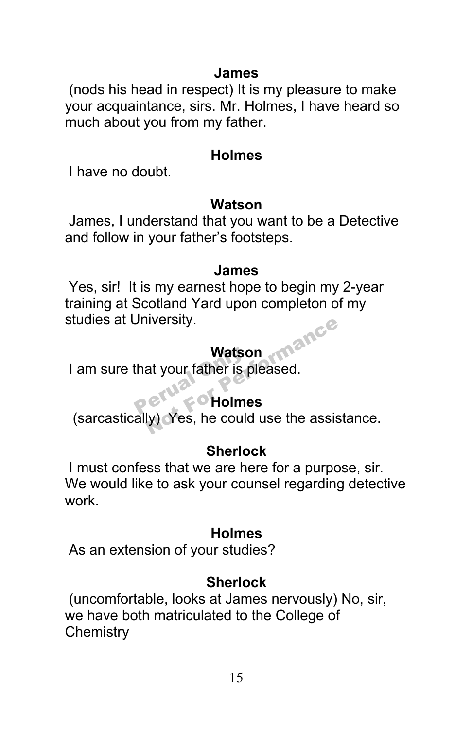**James**

(nods his head in respect) It is my pleasure to make your acquaintance, sirs. Mr. Holmes, I have heard so much about you from my father.

**Holmes**

I have no doubt.

**Watson**

James, I understand that you want to be a Detective and follow in your father's footsteps.

**James**

Yes, sir! It is my earnest hope to begin my 2-year training at Scotland Yard upon completon of my studies at University.

**Watson**

I am sure that your father is pleased.

**Holmes**

(sarcastically) Yes, he could use the assistance.

**Sherlock**

I must confess that we are here for a purpose, sir. We would like to ask your counsel regarding detective work.

**Holmes**

As an extension of your studies?

**Sherlock**

(uncomfortable, looks at James nervously) No, sir, we have both matriculated to the College of Chemistry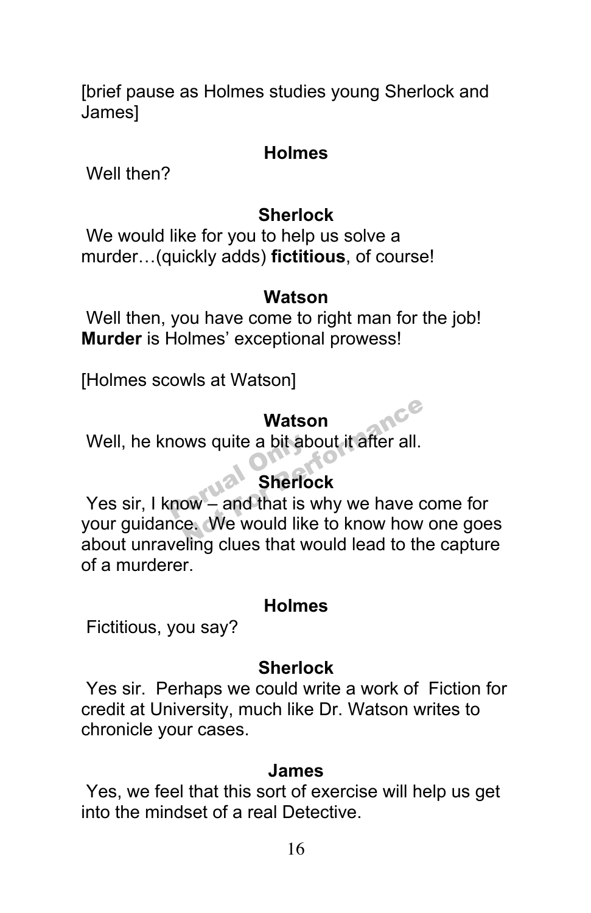[brief pause as Holmes studies young Sherlock and James]

**Holmes**

Well then?

**Sherlock**

We would like for you to help us solve a murder…(quickly adds) **fictitious**, of course!

**Watson**

Well then, you have come to right man for the job! **Murder** is Holmes' exceptional prowess!

[Holmes scowls at Watson]

**Watson**

Well, he knows quite a bit about it after all.

**Sherlock**

Yes sir, I know – and that is why we have come for your guidance. We would like to know how one goes about unraveling clues that would lead to the capture of a murderer.

**Holmes**

Fictitious, you say?

**Sherlock**

Yes sir. Perhaps we could write a work of Fiction for credit at University, much like Dr. Watson writes to chronicle your cases.

**James**

Yes, we feel that this sort of exercise will help us get into the mindset of a real Detective.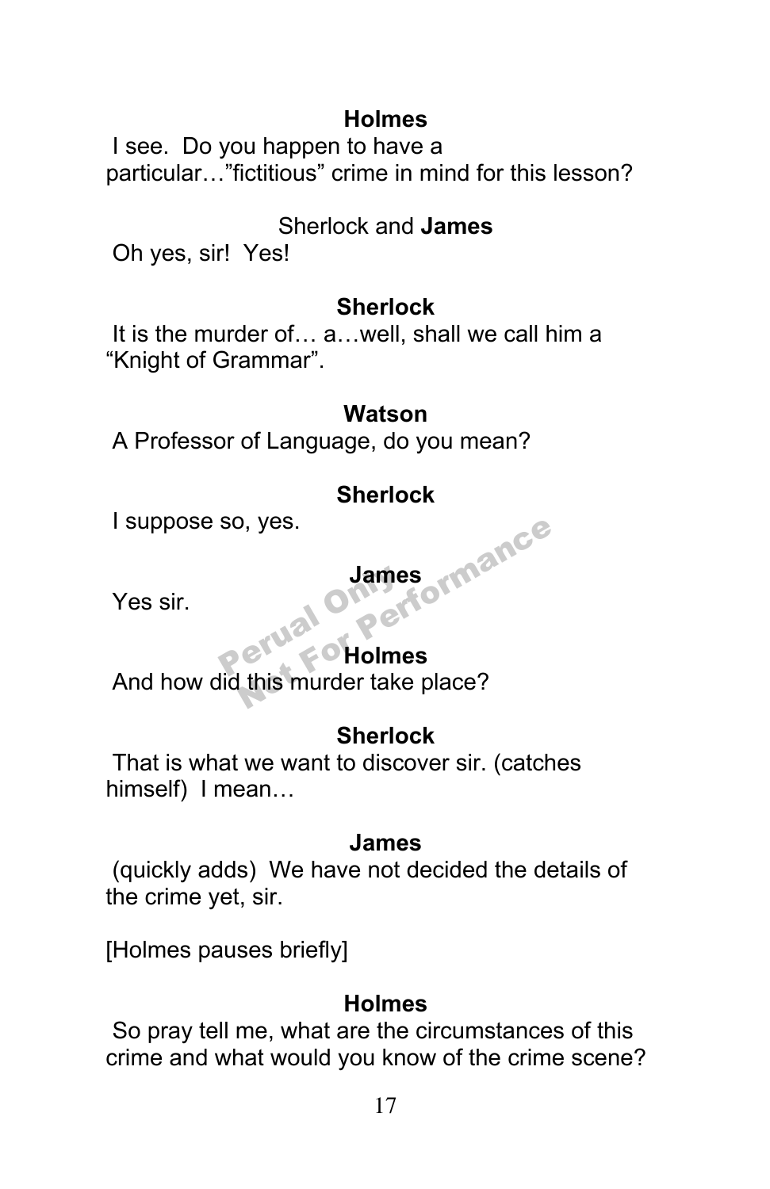**Holmes**

I see. Do you happen to have a particular…"fictitious" crime in mind for this lesson?

Sherlock and **James**

Oh yes, sir! Yes!

**Sherlock**

It is the murder of… a…well, shall we call him a "Knight of Grammar".

**Watson**

A Professor of Language, do you mean?

**Sherlock**

I suppose so, yes.

**James**

Yes sir.

**Holmes**

And how did this murder take place?

**Sherlock**

That is what we want to discover sir. (catches himself) I mean…

**James**

(quickly adds) We have not decided the details of the crime yet, sir.

[Holmes pauses briefly]

**Holmes**

So pray tell me, what are the circumstances of this crime and what would you know of the crime scene?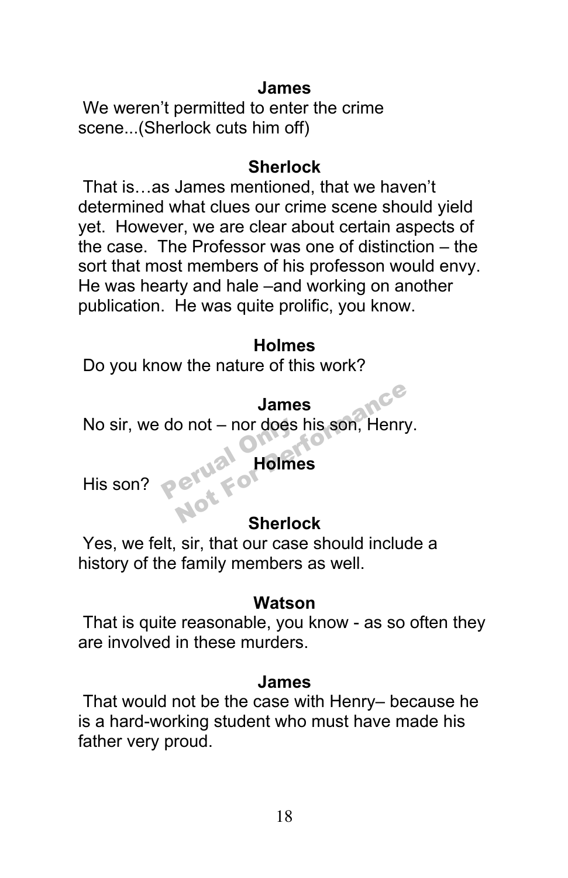**James**

We weren't permitted to enter the crime scene...(Sherlock cuts him off)

**Sherlock**

That is…as James mentioned, that we haven't determined what clues our crime scene should yield yet. However, we are clear about certain aspects of the case. The Professor was one of distinction – the sort that most members of his professon would envy. He was hearty and hale –and working on another publication. He was quite prolific, you know.

**Holmes**

Do you know the nature of this work?

**James**

No sir, we do not – nor does his son, Henry.

**Holmes**

His son?

**Sherlock**

Yes, we felt, sir, that our case should include a history of the family members as well.

**Watson**

That is quite reasonable, you know - as so often they are involved in these murders.

**James**

That would not be the case with Henry– because he is a hard-working student who must have made his father very proud.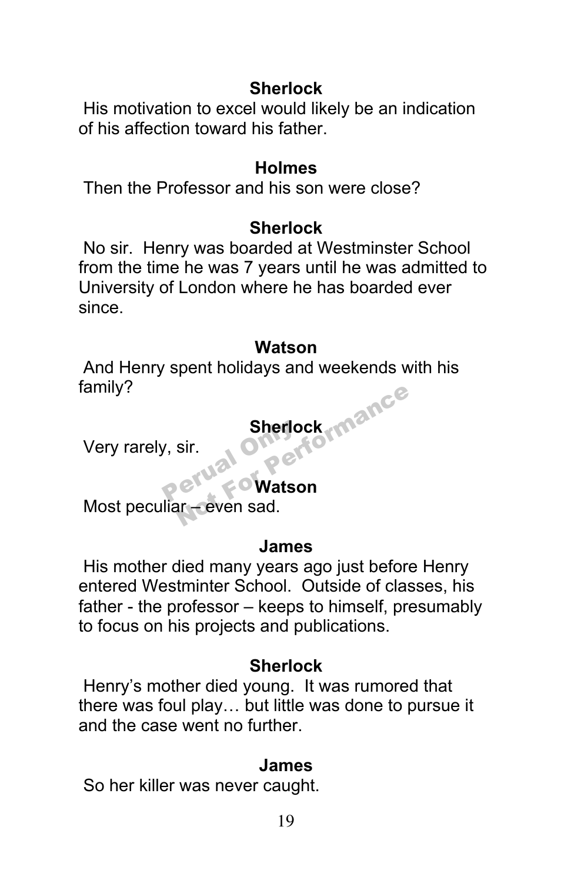**Sherlock**

His motivation to excel would likely be an indication of his affection toward his father.

**Holmes**

Then the Professor and his son were close?

**Sherlock**

No sir. Henry was boarded at Westminster School from the time he was 7 years until he was admitted to University of London where he has boarded ever since.

**Watson**

And Henry spent holidays and weekends with his family?

**Sherlock**

Very rarely, sir.

**Watson**

Most peculiar – even sad.

**James**

His mother died many years ago just before Henry entered Westminter School. Outside of classes, his father - the professor – keeps to himself, presumably to focus on his projects and publications.

**Sherlock**

Henry's mother died young. It was rumored that there was foul play… but little was done to pursue it and the case went no further.

**James**

So her killer was never caught.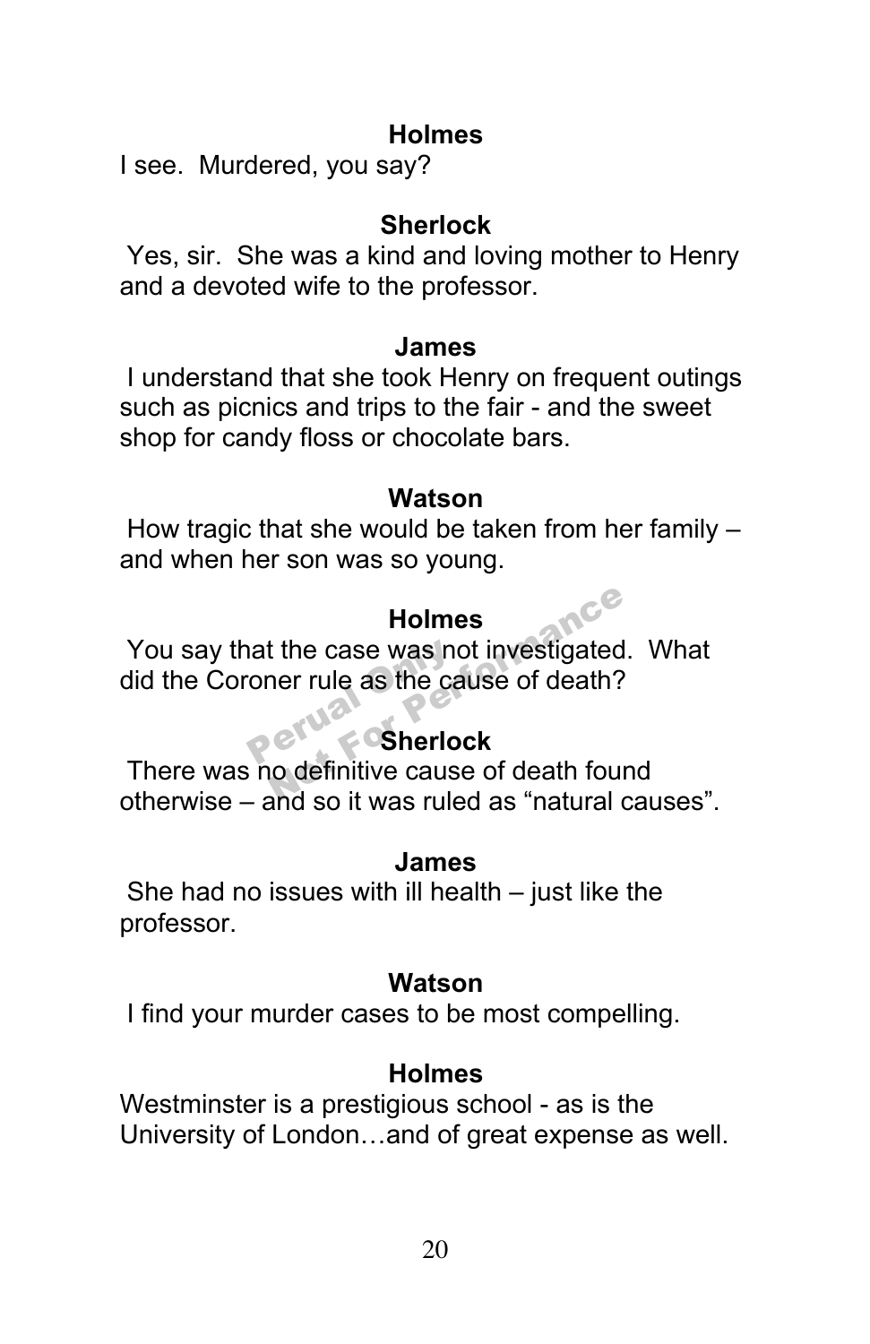**Holmes**

I see. Murdered, you say?

**Sherlock**

Yes, sir. She was a kind and loving mother to Henry and a devoted wife to the professor.

**James**

I understand that she took Henry on frequent outings such as picnics and trips to the fair - and the sweet shop for candy floss or chocolate bars.

**Watson**

How tragic that she would be taken from her family – and when her son was so young.

**Holmes**

You say that the case was not investigated. What did the Coroner rule as the cause of death?

**Sherlock**

There was no definitive cause of death found otherwise – and so it was ruled as "natural causes".

**James**

She had no issues with ill health – just like the professor.

**Watson**

I find your murder cases to be most compelling.

**Holmes**

Westminster is a prestigious school - as is the University of London…and of great expense as well.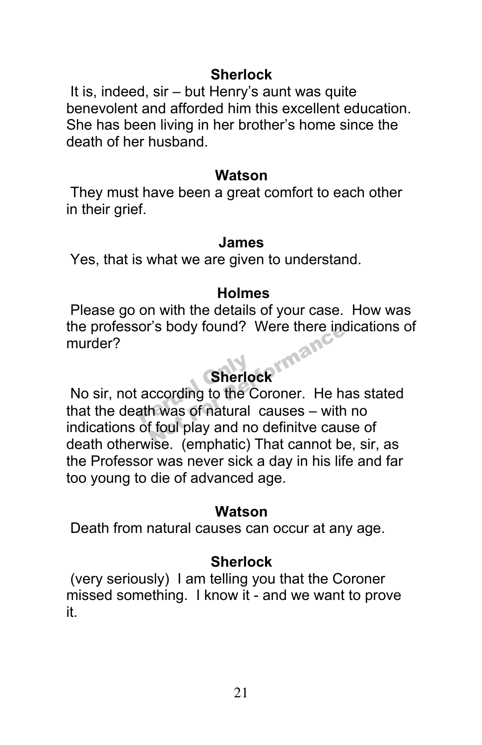**Sherlock**

It is, indeed, sir – but Henry's aunt was quite benevolent and afforded him this excellent education. She has been living in her brother's home since the death of her husband.

**Watson**

They must have been a great comfort to each other in their grief.

**James**

Yes, that is what we are given to understand.

**Holmes**

Please go on with the details of your case. How was the professor's body found? Were there indications of murder?

**Sherlock**

No sir, not according to the Coroner. He has stated that the death was of natural causes – with no indications of foul play and no definitve cause of death otherwise. (emphatic) That cannot be, sir, as the Professor was never sick a day in his life and far too young to die of advanced age.

**Watson**

Death from natural causes can occur at any age.

**Sherlock**

(very seriously) I am telling you that the Coroner missed something. I know it - and we want to prove it.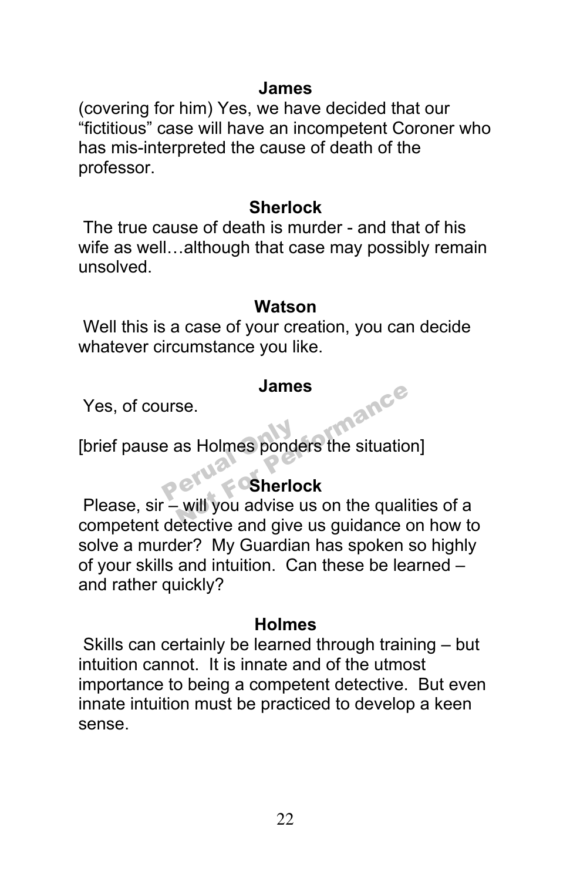**James**

(covering for him) Yes, we have decided that our "fictitious" case will have an incompetent Coroner who has mis-interpreted the cause of death of the professor.

**Sherlock**

The true cause of death is murder - and that of his wife as well…although that case may possibly remain unsolved.

**Watson**

Well this is a case of your creation, you can decide whatever circumstance you like.

**James**

Yes, of course.

[brief pause as Holmes ponders the situation]

**Sherlock**

Please, sir – will you advise us on the qualities of a competent detective and give us guidance on how to solve a murder? My Guardian has spoken so highly of your skills and intuition. Can these be learned – and rather quickly?

**Holmes**

Skills can certainly be learned through training – but intuition cannot. It is innate and of the utmost importance to being a competent detective. But even innate intuition must be practiced to develop a keen sense.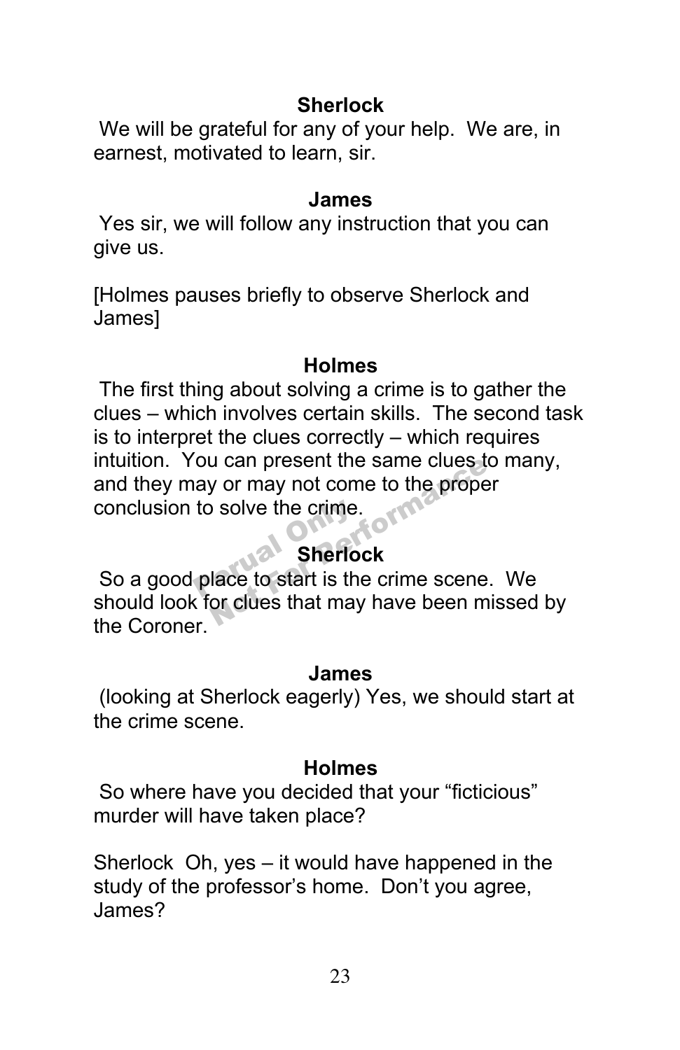**Sherlock**

We will be grateful for any of your help. We are, in earnest, motivated to learn, sir.

**James**

Yes sir, we will follow any instruction that you can give us.

[Holmes pauses briefly to observe Sherlock and James]

**Holmes**

The first thing about solving a crime is to gather the clues – which involves certain skills. The second task is to interpret the clues correctly – which requires intuition. You can present the same clues to many, and they may or may not come to the proper conclusion to solve the crime.

**Sherlock**

So a good place to start is the crime scene. We should look for clues that may have been missed by the Coroner.

**James**

(looking at Sherlock eagerly) Yes, we should start at the crime scene.

**Holmes**

So where have you decided that your "ficticious" murder will have taken place?

Sherlock Oh, yes – it would have happened in the study of the professor's home. Don't you agree, James?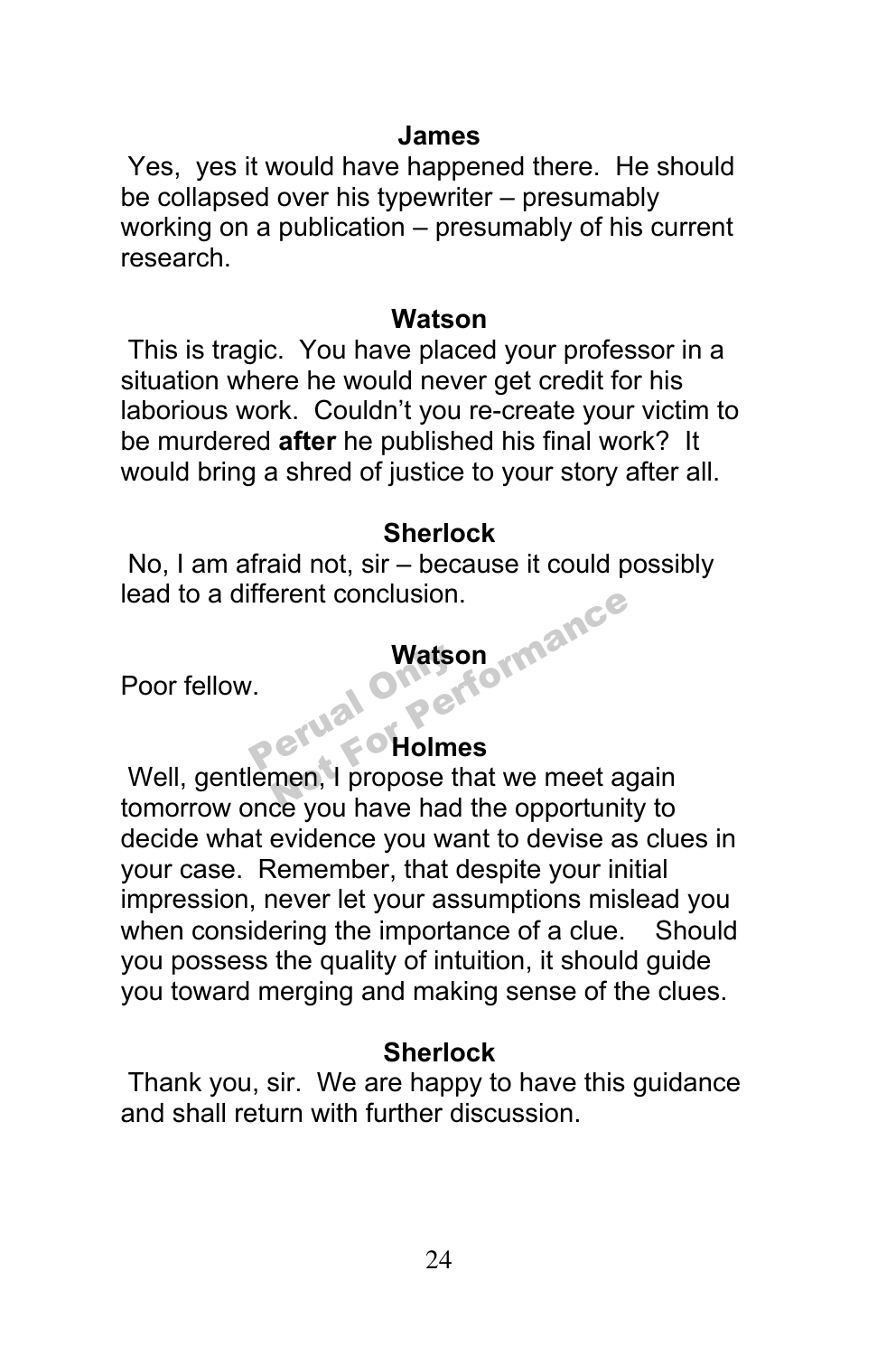**James**

Yes, yes it would have happened there. He should be collapsed over his typewriter – presumably working on a publication – presumably of his current research.

**Watson**

This is tragic. You have placed your professor in a situation where he would never get credit for his laborious work. Couldn't you re-create your victim to be murdered **after** he published his final work? It would bring a shred of justice to your story after all.

**Sherlock**

No, I am afraid not, sir – because it could possibly lead to a different conclusion.

**Watson**

Poor fellow.

**Holmes**

Well, gentlemen, I propose that we meet again tomorrow once you have had the opportunity to decide what evidence you want to devise as clues in your case. Remember, that despite your initial impression, never let your assumptions mislead you when considering the importance of a clue. Should you possess the quality of intuition, it should guide you toward merging and making sense of the clues.

**Sherlock**

Thank you, sir. We are happy to have this guidance and shall return with further discussion.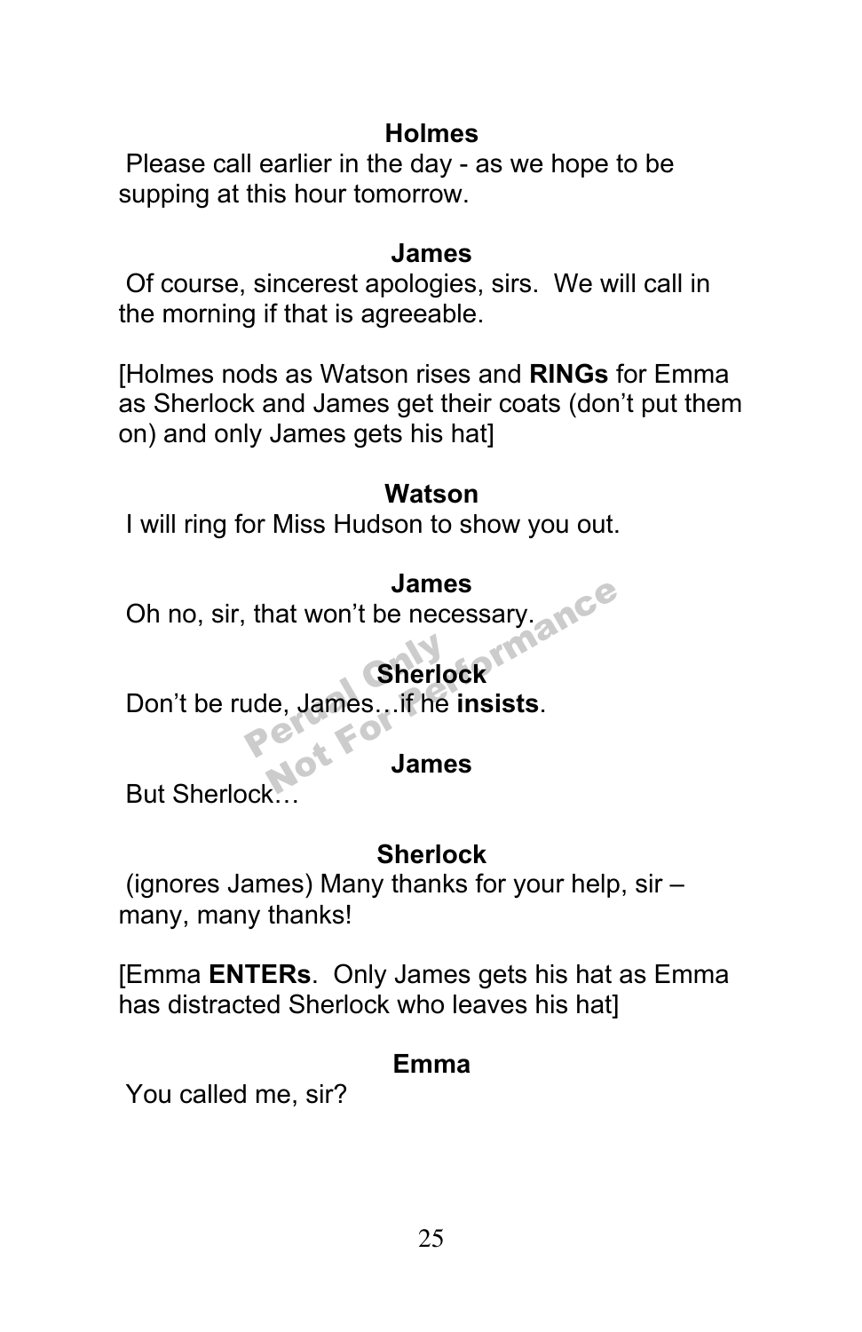**Holmes**

Please call earlier in the day - as we hope to be supping at this hour tomorrow.

**James**

Of course, sincerest apologies, sirs. We will call in the morning if that is agreeable.

[Holmes nods as Watson rises and **RINGs** for Emma as Sherlock and James get their coats (don't put them on) and only James gets his hat]

**Watson**

I will ring for Miss Hudson to show you out.

**James**

Oh no, sir, that won't be necessary.

**Sherlock**

Don't be rude, James…if he **insists**.

**James**

But Sherlock…

**Sherlock**

(ignores James) Many thanks for your help, sir – many, many thanks!

[Emma **ENTERs**. Only James gets his hat as Emma has distracted Sherlock who leaves his hat]

**Emma**

You called me, sir?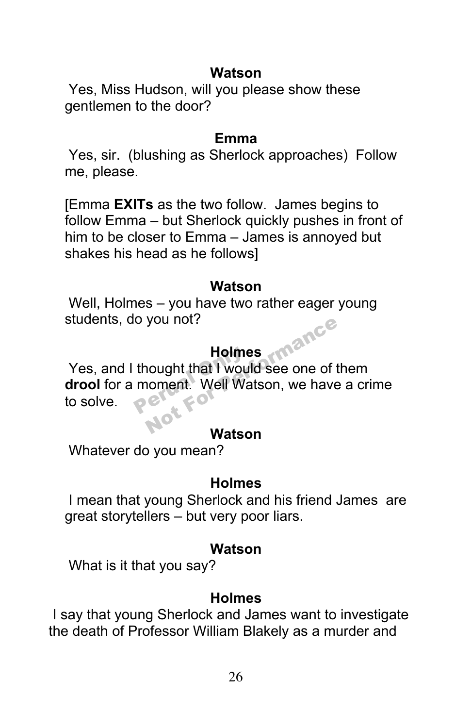**Watson**

Yes, Miss Hudson, will you please show these gentlemen to the door?

**Emma**

Yes, sir. (blushing as Sherlock approaches) Follow me, please.

[Emma **EXITs** as the two follow. James begins to follow Emma – but Sherlock quickly pushes in front of him to be closer to Emma – James is annoyed but shakes his head as he follows]

**Watson**

Well, Holmes – you have two rather eager young students, do you not?

**Holmes**

Yes, and I thought that I would see one of them **drool** for a moment. Well Watson, we have a crime to solve.

**Watson**

Whatever do you mean?

**Holmes**

I mean that young Sherlock and his friend James are great storytellers – but very poor liars.

**Watson**

What is it that you say?

**Holmes**

I say that young Sherlock and James want to investigate the death of Professor William Blakely as a murder and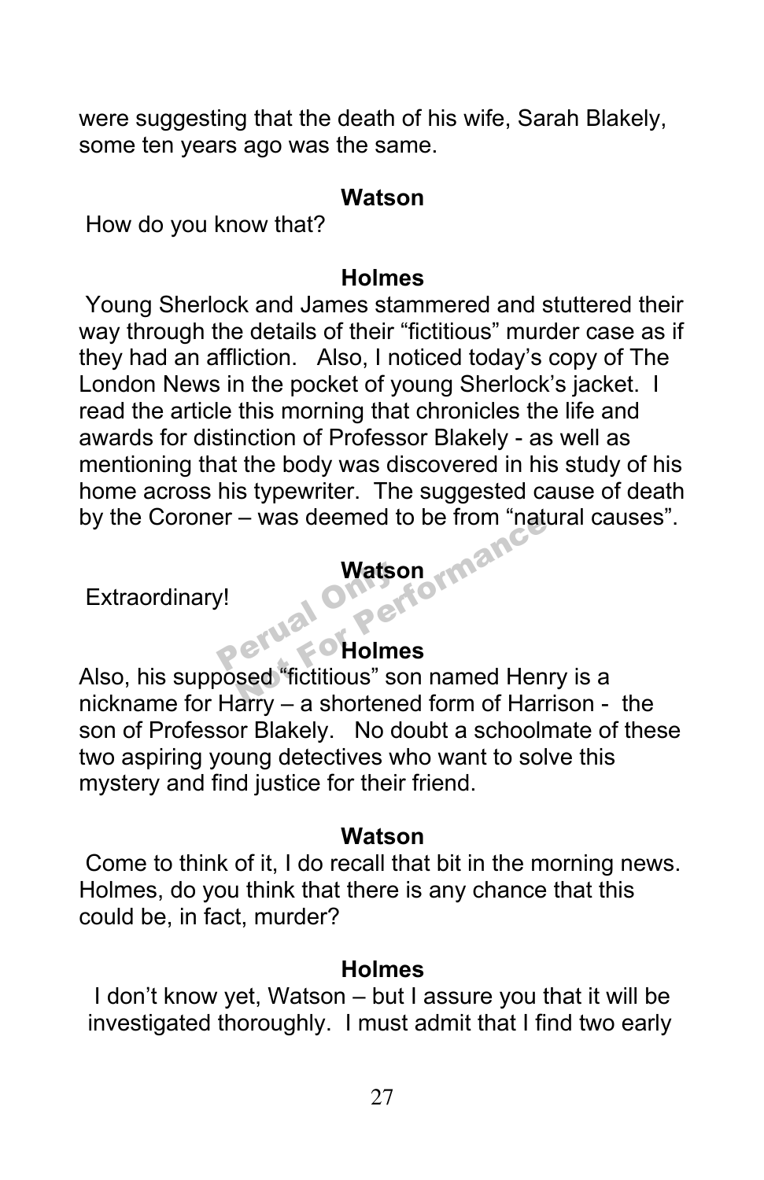were suggesting that the death of his wife, Sarah Blakely, some ten years ago was the same.

**Watson**

How do you know that?

**Holmes**

Young Sherlock and James stammered and stuttered their way through the details of their "fictitious" murder case as if they had an affliction. Also, I noticed today's copy of The London News in the pocket of young Sherlock's jacket. I read the article this morning that chronicles the life and awards for distinction of Professor Blakely - as well as mentioning that the body was discovered in his study of his home across his typewriter. The suggested cause of death by the Coroner – was deemed to be from "natural causes".

**Watson**

Extraordinary!

**Holmes**

Also, his supposed "fictitious" son named Henry is a nickname for Harry – a shortened form of Harrison - the son of Professor Blakely. No doubt a schoolmate of these two aspiring young detectives who want to solve this mystery and find justice for their friend.

**Watson**

Come to think of it, I do recall that bit in the morning news. Holmes, do you think that there is any chance that this could be, in fact, murder?

**Holmes**

I don't know yet, Watson – but I assure you that it will be investigated thoroughly. I must admit that I find two early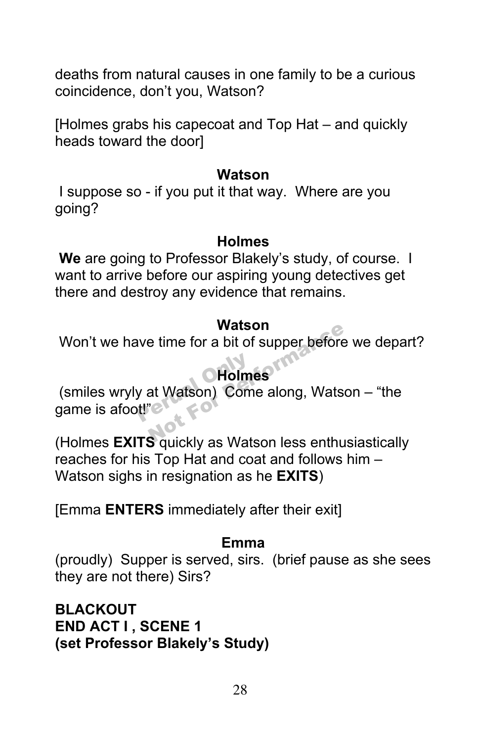deaths from natural causes in one family to be a curious coincidence, don't you, Watson?

[Holmes grabs his capecoat and Top Hat – and quickly heads toward the door]

**Watson**

I suppose so - if you put it that way. Where are you going?

**Holmes**

**We** are going to Professor Blakely's study, of course. I want to arrive before our aspiring young detectives get there and destroy any evidence that remains.

**Watson**

Won't we have time for a bit of supper before we depart?

**Holmes**

(smiles wryly at Watson) Come along, Watson – "the game is afoot!"

(Holmes **EXITS** quickly as Watson less enthusiastically reaches for his Top Hat and coat and follows him – Watson sighs in resignation as he **EXITS**)

[Emma **ENTERS** immediately after their exit]

**Emma**

(proudly) Supper is served, sirs. (brief pause as she sees they are not there) Sirs?

**BLACKOUT**
**END ACT I , SCENE 1**
**(set Professor Blakely's Study)**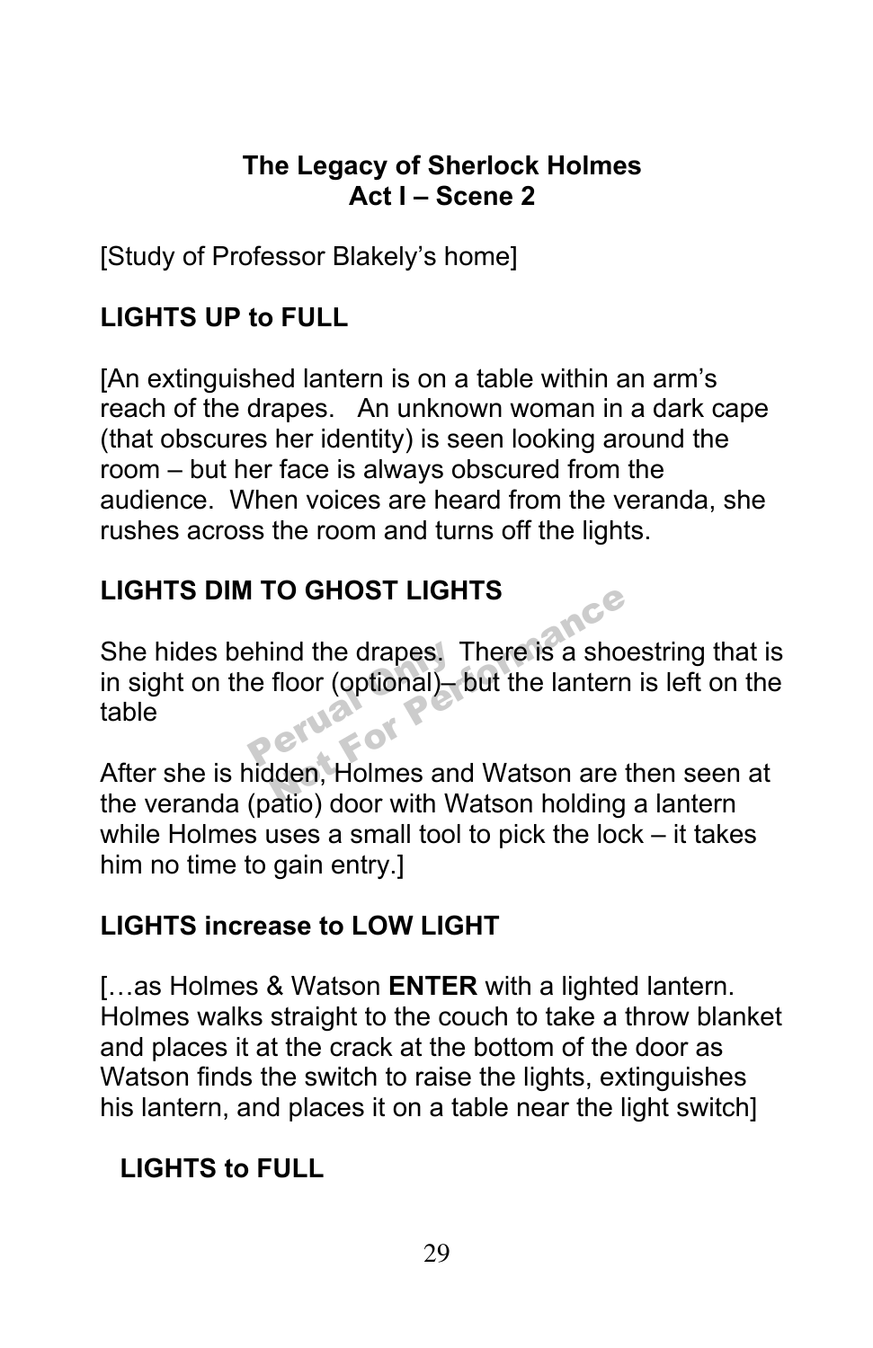**The Legacy of Sherlock Holmes**
**Act I – Scene 2**

[Study of Professor Blakely's home]

**LIGHTS UP to FULL**

[An extinguished lantern is on a table within an arm's reach of the drapes. An unknown woman in a dark cape (that obscures her identity) is seen looking around the room – but her face is always obscured from the audience. When voices are heard from the veranda, she rushes across the room and turns off the lights.

**LIGHTS DIM TO GHOST LIGHTS**

She hides behind the drapes. There is a shoestring that is in sight on the floor (optional)– but the lantern is left on the table

After she is hidden, Holmes and Watson are then seen at the veranda (patio) door with Watson holding a lantern while Holmes uses a small tool to pick the lock – it takes him no time to gain entry.]

**LIGHTS increase to LOW LIGHT**

[…as Holmes & Watson **ENTER** with a lighted lantern. Holmes walks straight to the couch to take a throw blanket and places it at the crack at the bottom of the door as Watson finds the switch to raise the lights, extinguishes his lantern, and places it on a table near the light switch]

**LIGHTS to FULL**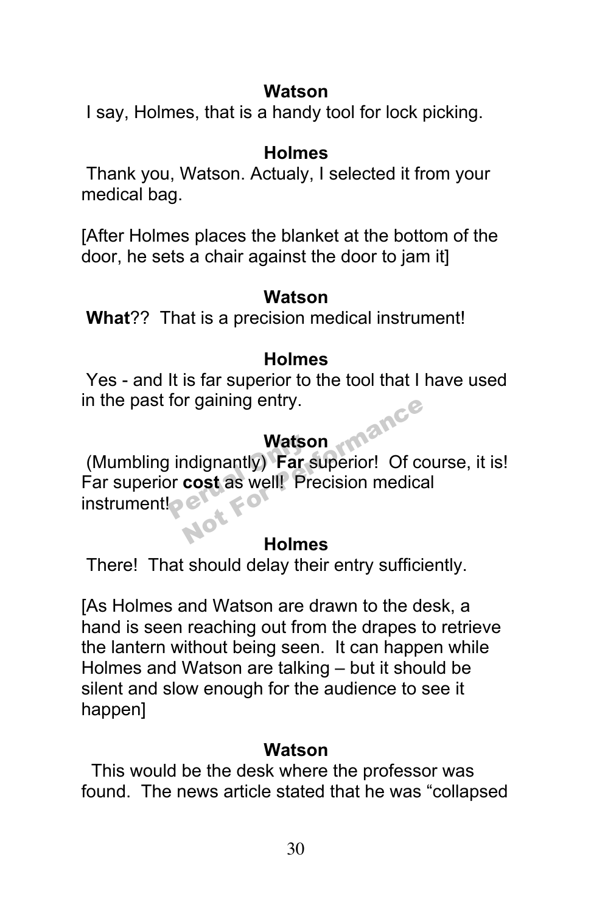**Watson**

I say, Holmes, that is a handy tool for lock picking.

**Holmes**

Thank you, Watson. Actualy, I selected it from your medical bag.

[After Holmes places the blanket at the bottom of the door, he sets a chair against the door to jam it]

**Watson**

**What**?? That is a precision medical instrument!

**Holmes**

Yes - and It is far superior to the tool that I have used in the past for gaining entry.

**Watson**

(Mumbling indignantly) **Far** superior! Of course, it is! Far superior **cost** as well! Precision medical instrument!

**Holmes**

There! That should delay their entry sufficiently.

[As Holmes and Watson are drawn to the desk, a hand is seen reaching out from the drapes to retrieve the lantern without being seen. It can happen while Holmes and Watson are talking – but it should be silent and slow enough for the audience to see it happen]

**Watson**

This would be the desk where the professor was found. The news article stated that he was "collapsed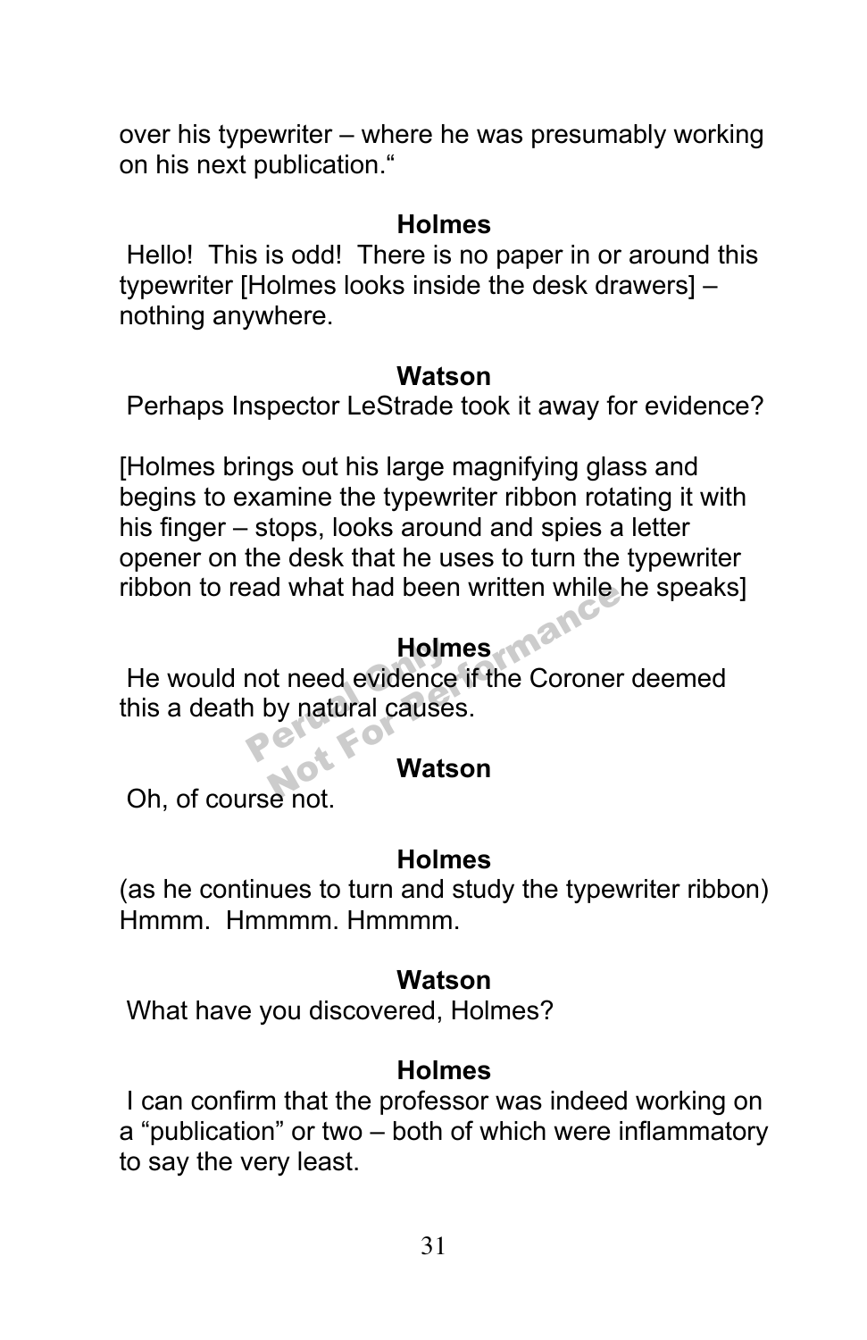over his typewriter – where he was presumably working on his next publication."

**Holmes**

Hello! This is odd! There is no paper in or around this typewriter [Holmes looks inside the desk drawers] – nothing anywhere.

**Watson**

Perhaps Inspector LeStrade took it away for evidence?

[Holmes brings out his large magnifying glass and begins to examine the typewriter ribbon rotating it with his finger – stops, looks around and spies a letter opener on the desk that he uses to turn the typewriter ribbon to read what had been written while he speaks]

**Holmes**

He would not need evidence if the Coroner deemed this a death by natural causes.

**Watson**

Oh, of course not.

**Holmes**

(as he continues to turn and study the typewriter ribbon) Hmmm. Hmmmm. Hmmmm.

**Watson**

What have you discovered, Holmes?

**Holmes**

I can confirm that the professor was indeed working on a "publication" or two – both of which were inflammatory to say the very least.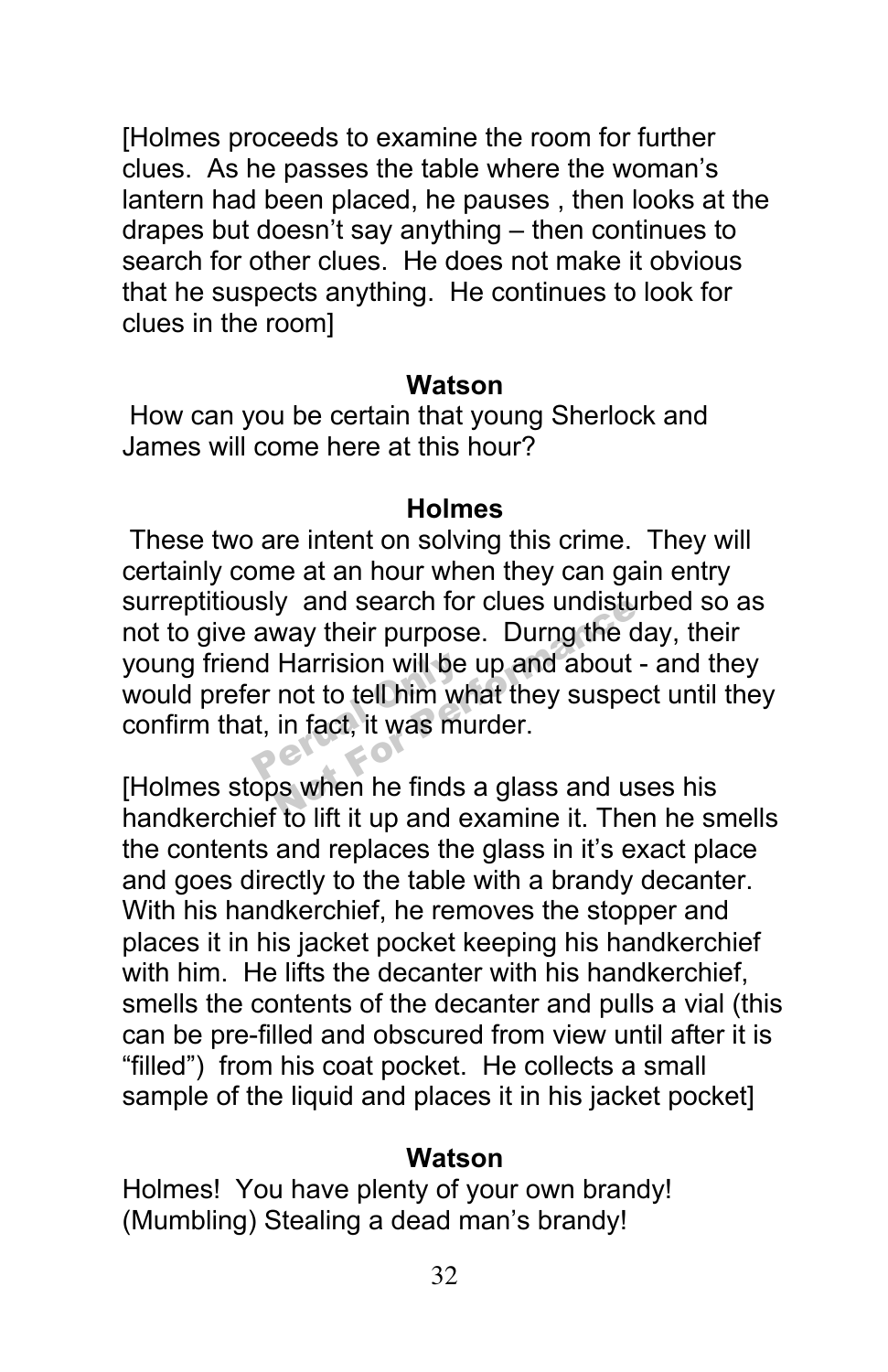[Holmes proceeds to examine the room for further clues. As he passes the table where the woman's lantern had been placed, he pauses , then looks at the drapes but doesn't say anything – then continues to search for other clues. He does not make it obvious that he suspects anything. He continues to look for clues in the room]

**Watson**

How can you be certain that young Sherlock and James will come here at this hour?

**Holmes**

These two are intent on solving this crime. They will certainly come at an hour when they can gain entry surreptitiously and search for clues undisturbed so as not to give away their purpose. Durng the day, their young friend Harrision will be up and about - and they would prefer not to tell him what they suspect until they confirm that, in fact, it was murder.

[Holmes stops when he finds a glass and uses his handkerchief to lift it up and examine it. Then he smells the contents and replaces the glass in it's exact place and goes directly to the table with a brandy decanter. With his handkerchief, he removes the stopper and places it in his jacket pocket keeping his handkerchief with him. He lifts the decanter with his handkerchief, smells the contents of the decanter and pulls a vial (this can be pre-filled and obscured from view until after it is "filled") from his coat pocket. He collects a small sample of the liquid and places it in his jacket pocket]

**Watson**

Holmes! You have plenty of your own brandy! (Mumbling) Stealing a dead man's brandy!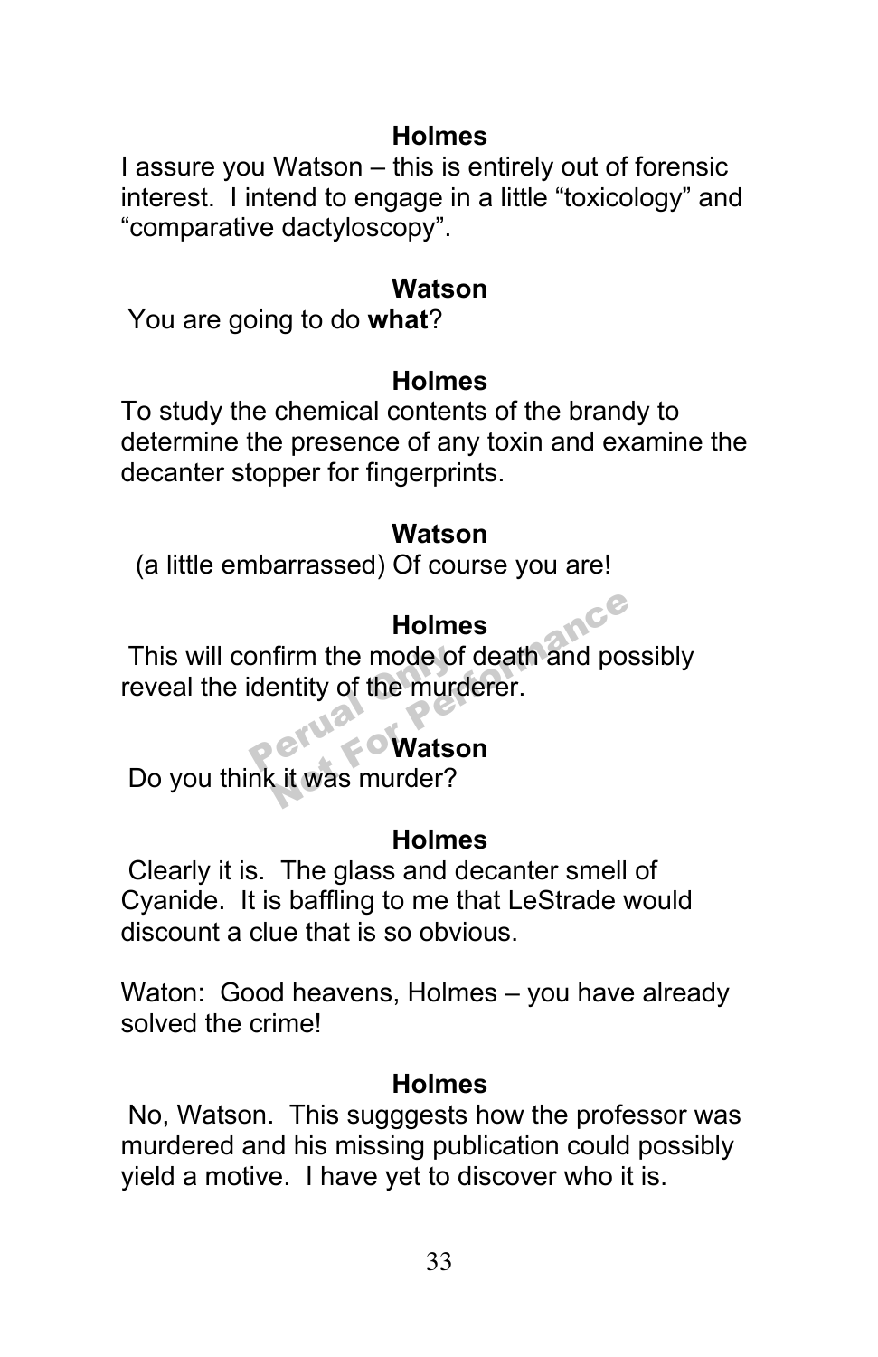**Holmes**

I assure you Watson – this is entirely out of forensic interest. I intend to engage in a little “toxicology” and “comparative dactyloscopy”.

**Watson**

You are going to do **what**?

**Holmes**

To study the chemical contents of the brandy to determine the presence of any toxin and examine the decanter stopper for fingerprints.

**Watson**

(a little embarrassed) Of course you are!

**Holmes**

This will confirm the mode of death and possibly reveal the identity of the murderer.

**Watson**

Do you think it was murder?

**Holmes**

Clearly it is. The glass and decanter smell of Cyanide. It is baffling to me that LeStrade would discount a clue that is so obvious.

Waton: Good heavens, Holmes – you have already solved the crime!

**Holmes**

No, Watson. This sugggests how the professor was murdered and his missing publication could possibly yield a motive. I have yet to discover who it is.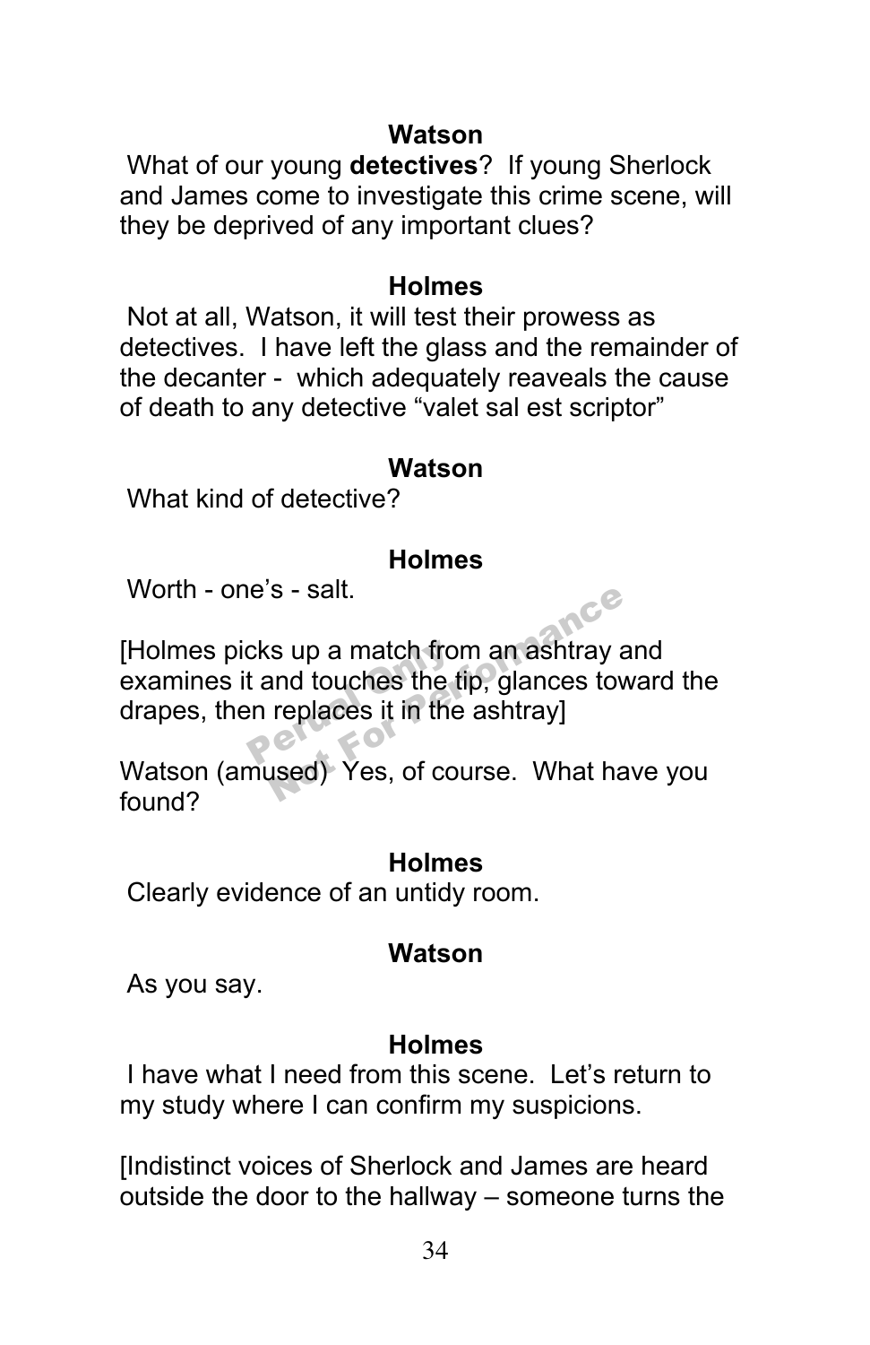**Watson**

What of our young **detectives**? If young Sherlock and James come to investigate this crime scene, will they be deprived of any important clues?

**Holmes**

Not at all, Watson, it will test their prowess as detectives. I have left the glass and the remainder of the decanter - which adequately reaveals the cause of death to any detective "valet sal est scriptor"

**Watson**

What kind of detective?

**Holmes**

Worth - one's - salt.

[Holmes picks up a match from an ashtray and examines it and touches the tip, glances toward the drapes, then replaces it in the ashtray]

Watson (amused) Yes, of course. What have you found?

**Holmes**

Clearly evidence of an untidy room.

**Watson**

As you say.

**Holmes**

I have what I need from this scene. Let's return to my study where I can confirm my suspicions.

[Indistinct voices of Sherlock and James are heard outside the door to the hallway – someone turns the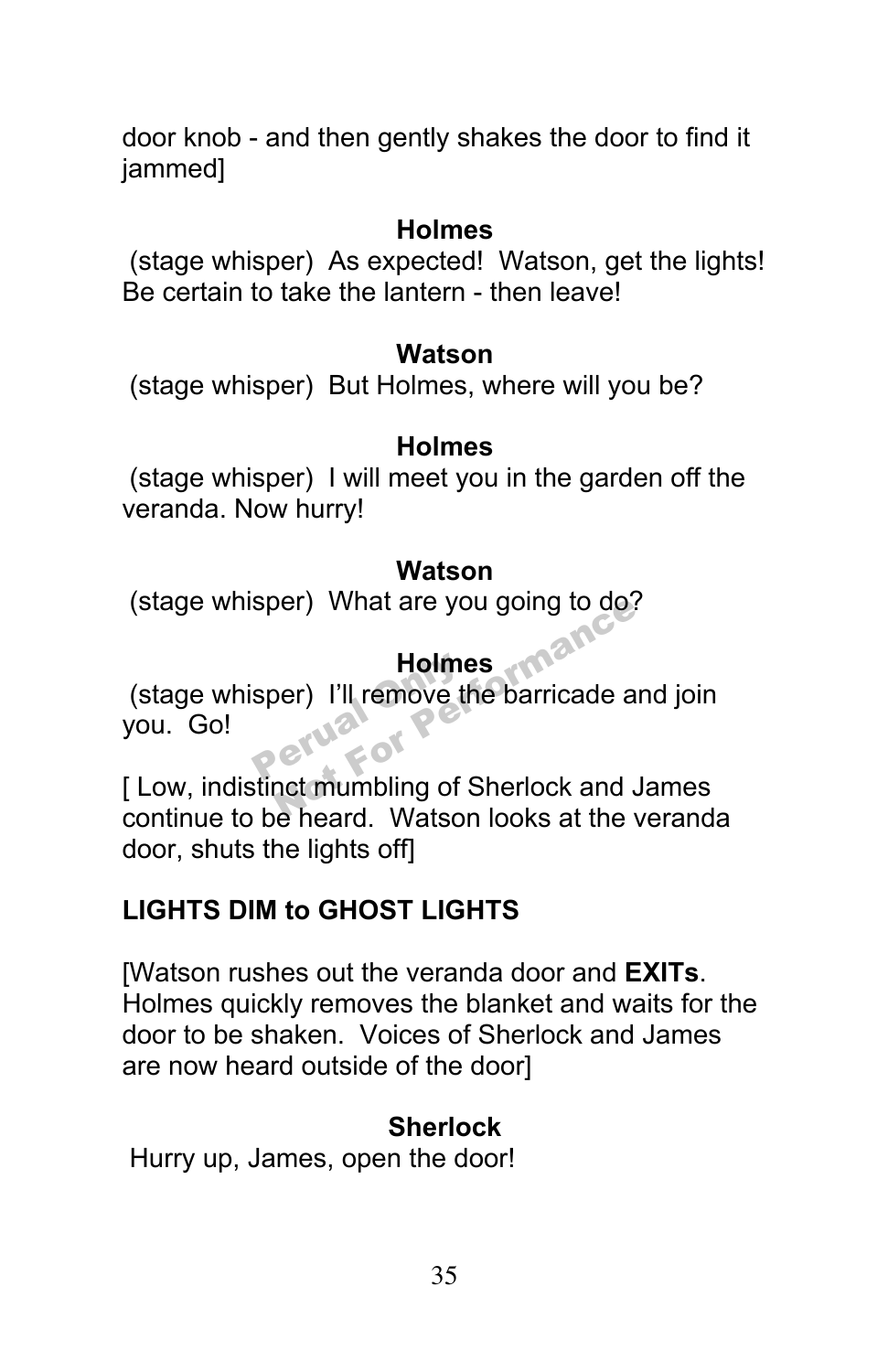door knob - and then gently shakes the door to find it jammed]

**Holmes**

(stage whisper) As expected! Watson, get the lights! Be certain to take the lantern - then leave!

**Watson**

(stage whisper) But Holmes, where will you be?

**Holmes**

(stage whisper) I will meet you in the garden off the veranda. Now hurry!

**Watson**

(stage whisper) What are you going to do?

**Holmes**

(stage whisper) I'll remove the barricade and join you. Go!

[ Low, indistinct mumbling of Sherlock and James continue to be heard. Watson looks at the veranda door, shuts the lights off]

**LIGHTS DIM to GHOST LIGHTS**

[Watson rushes out the veranda door and **EXITs**. Holmes quickly removes the blanket and waits for the door to be shaken. Voices of Sherlock and James are now heard outside of the door]

**Sherlock**

Hurry up, James, open the door!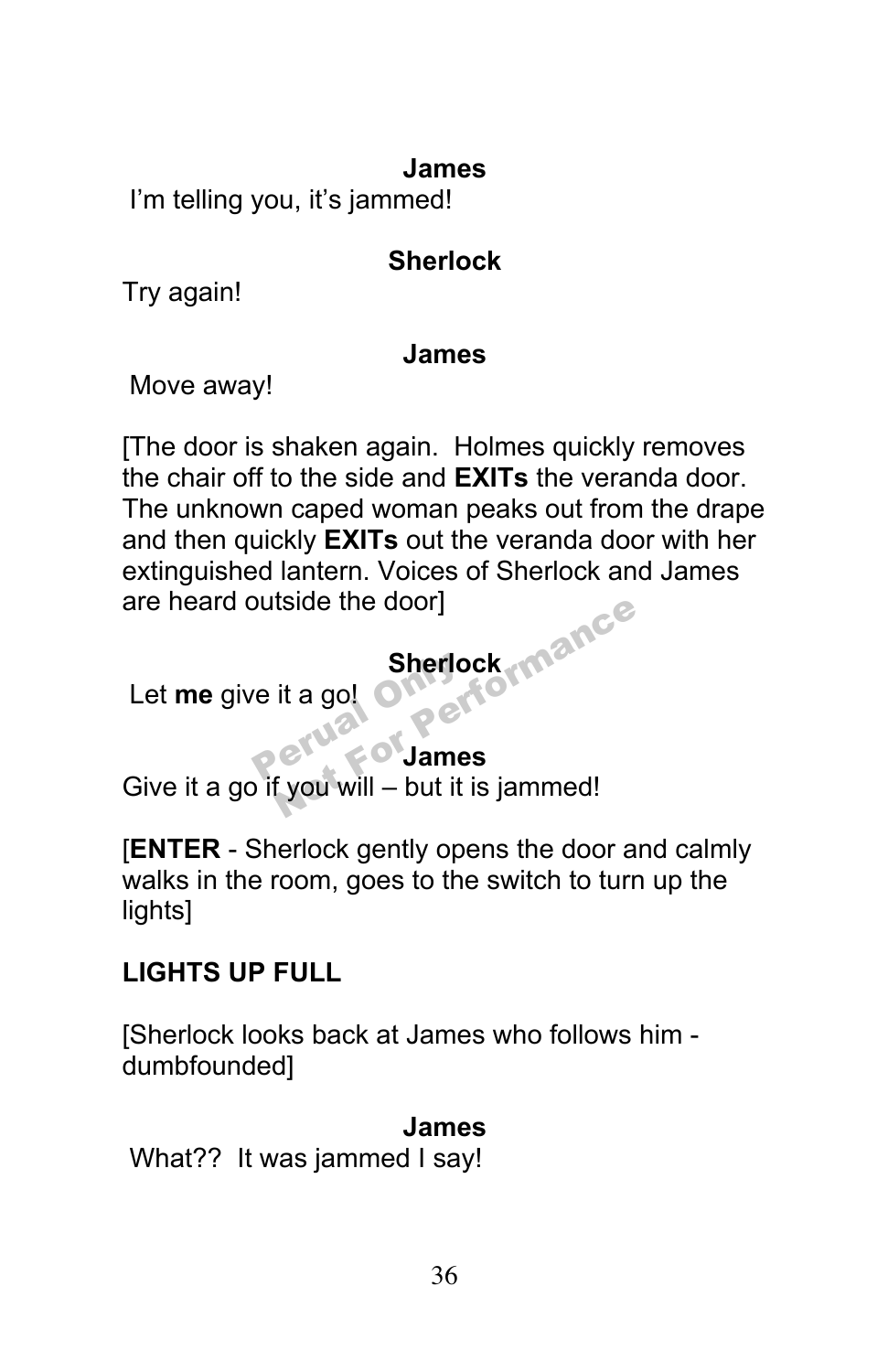**James**

I'm telling you, it's jammed!

**Sherlock**

Try again!

**James**

Move away!

[The door is shaken again. Holmes quickly removes the chair off to the side and **EXITs** the veranda door. The unknown caped woman peaks out from the drape and then quickly **EXITs** out the veranda door with her extinguished lantern. Voices of Sherlock and James are heard outside the door]

**Sherlock**

Let **me** give it a go!

**James**

Give it a go if you will – but it is jammed!

[**ENTER** - Sherlock gently opens the door and calmly walks in the room, goes to the switch to turn up the lights]

**LIGHTS UP FULL**

[Sherlock looks back at James who follows him - dumbfounded]

**James**

What?? It was jammed I say!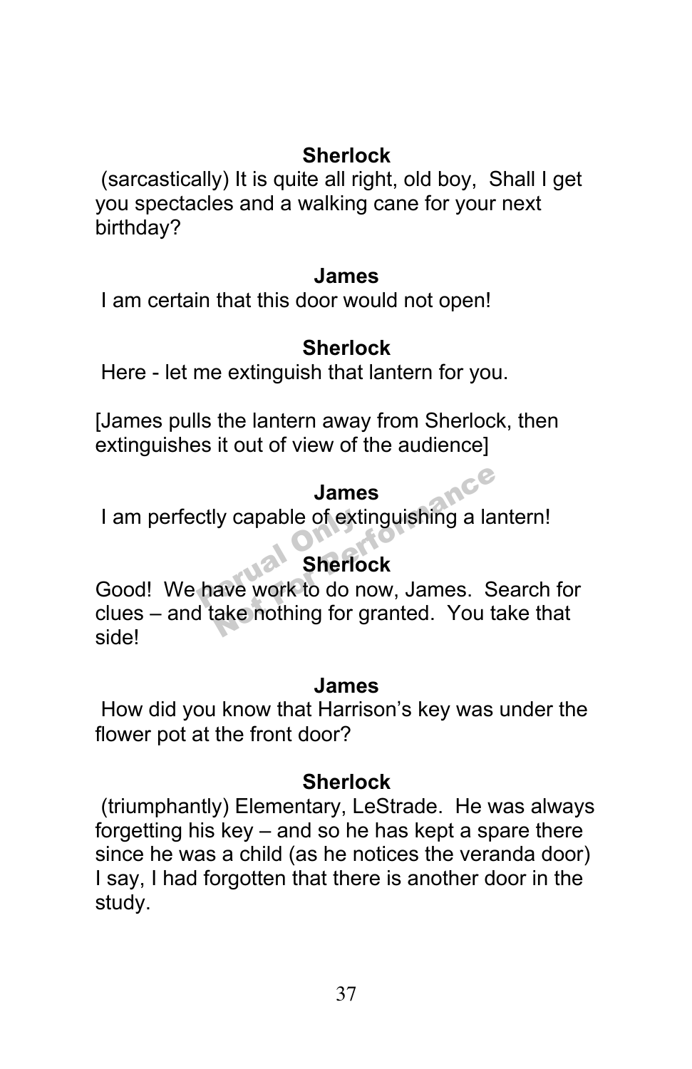**Sherlock**

(sarcastically) It is quite all right, old boy,  Shall I get you spectacles and a walking cane for your next birthday?

**James**

I am certain that this door would not open!

**Sherlock**

Here - let me extinguish that lantern for you.

[James pulls the lantern away from Sherlock, then extinguishes it out of view of the audience]

**James**

I am perfectly capable of extinguishing a lantern!

**Sherlock**

Good!  We have work to do now, James.  Search for clues – and take nothing for granted.  You take that side!

**James**

How did you know that Harrison's key was under the flower pot at the front door?

**Sherlock**

(triumphantly) Elementary, LeStrade.  He was always forgetting his key – and so he has kept a spare there since he was a child (as he notices the veranda door) I say, I had forgotten that there is another door in the study.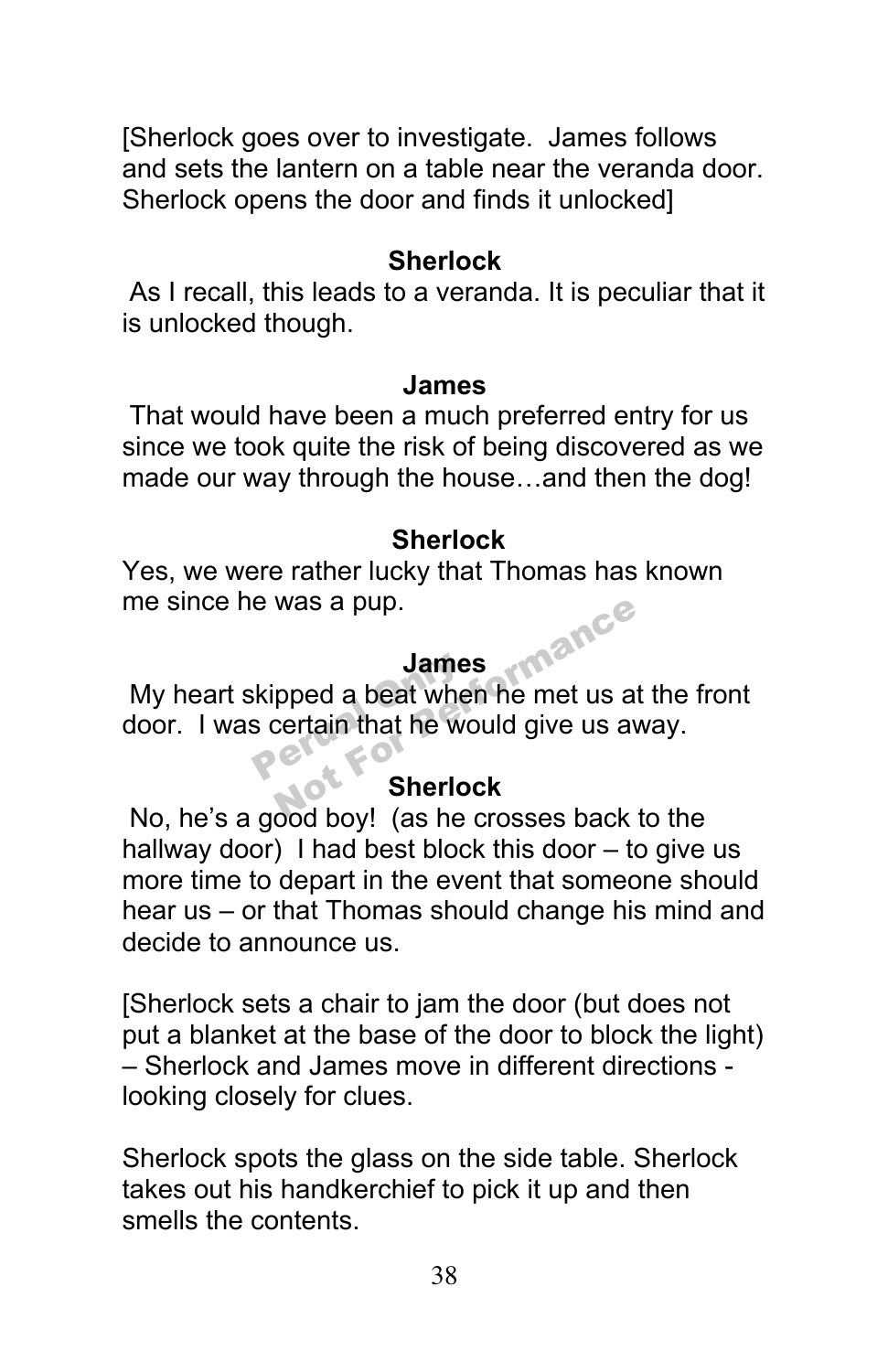[Sherlock goes over to investigate. James follows and sets the lantern on a table near the veranda door. Sherlock opens the door and finds it unlocked]

**Sherlock**

As I recall, this leads to a veranda. It is peculiar that it is unlocked though.

**James**

That would have been a much preferred entry for us since we took quite the risk of being discovered as we made our way through the house…and then the dog!

**Sherlock**

Yes, we were rather lucky that Thomas has known me since he was a pup.

**James**

My heart skipped a beat when he met us at the front door. I was certain that he would give us away.

**Sherlock**

No, he's a good boy! (as he crosses back to the hallway door) I had best block this door – to give us more time to depart in the event that someone should hear us – or that Thomas should change his mind and decide to announce us.

[Sherlock sets a chair to jam the door (but does not put a blanket at the base of the door to block the light) – Sherlock and James move in different directions - looking closely for clues.

Sherlock spots the glass on the side table. Sherlock takes out his handkerchief to pick it up and then smells the contents.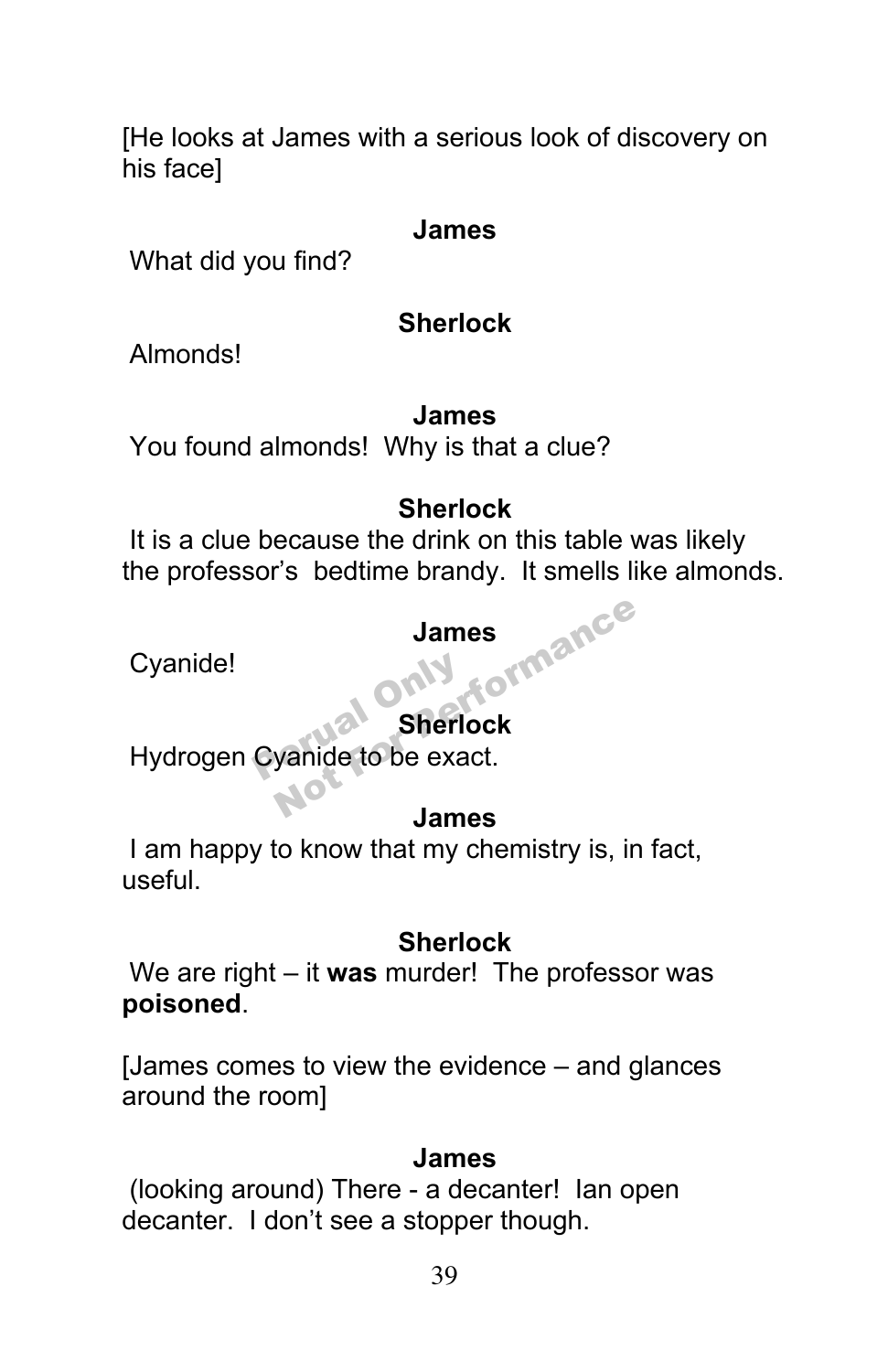[He looks at James with a serious look of discovery on his face]

**James**

What did you find?

**Sherlock**

Almonds!

**James**

You found almonds! Why is that a clue?

**Sherlock**

It is a clue because the drink on this table was likely the professor's bedtime brandy. It smells like almonds.

**James**

Cyanide!

**Sherlock**

Hydrogen Cyanide to be exact.

**James**

I am happy to know that my chemistry is, in fact, useful.

**Sherlock**

We are right – it **was** murder! The professor was **poisoned**.

[James comes to view the evidence – and glances around the room]

**James**

(looking around) There - a decanter! Ian open decanter. I don't see a stopper though.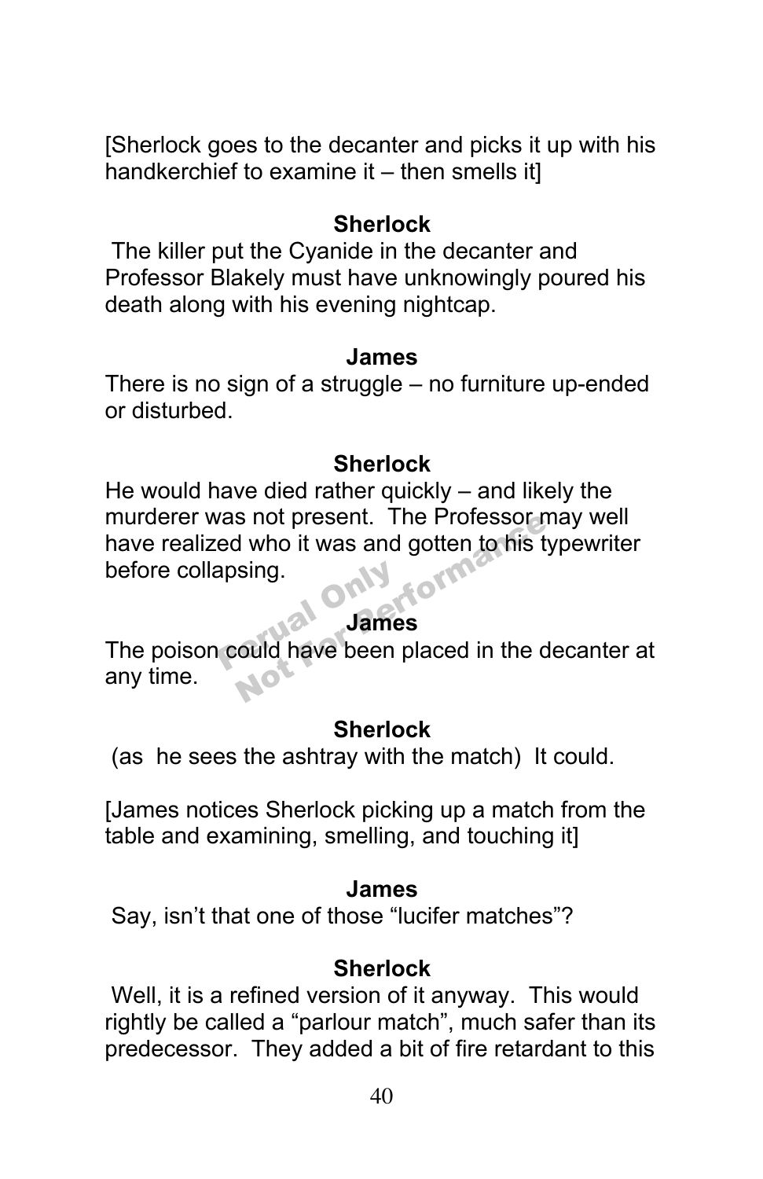[Sherlock goes to the decanter and picks it up with his handkerchief to examine it – then smells it]

**Sherlock**

The killer put the Cyanide in the decanter and Professor Blakely must have unknowingly poured his death along with his evening nightcap.

**James**

There is no sign of a struggle – no furniture up-ended or disturbed.

**Sherlock**

He would have died rather quickly – and likely the murderer was not present. The Professor may well have realized who it was and gotten to his typewriter before collapsing.

**James**

The poison could have been placed in the decanter at any time.

**Sherlock**

(as he sees the ashtray with the match) It could.

[James notices Sherlock picking up a match from the table and examining, smelling, and touching it]

**James**

Say, isn't that one of those "lucifer matches"?

**Sherlock**

Well, it is a refined version of it anyway. This would rightly be called a "parlour match", much safer than its predecessor. They added a bit of fire retardant to this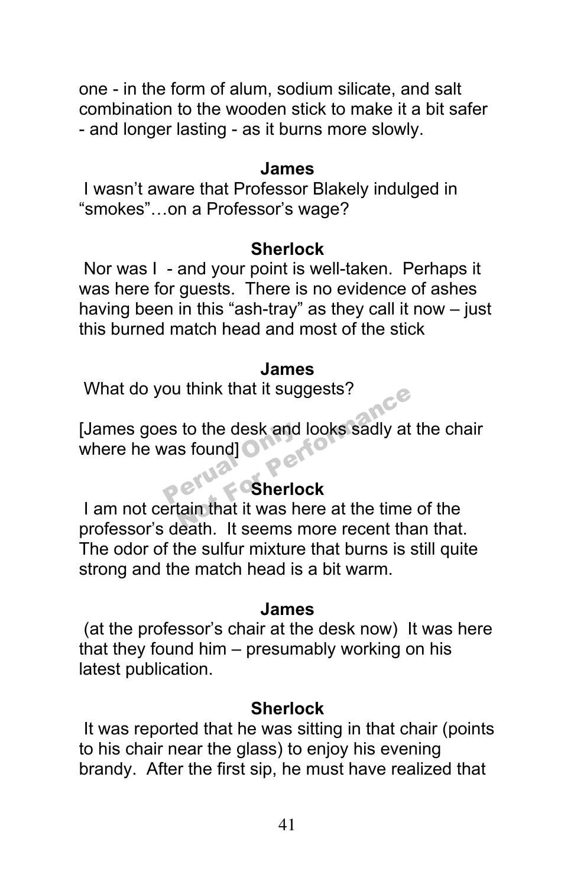one - in the form of alum, sodium silicate, and salt combination to the wooden stick to make it a bit safer - and longer lasting - as it burns more slowly.

**James**

I wasn't aware that Professor Blakely indulged in "smokes"…on a Professor's wage?

**Sherlock**

Nor was I - and your point is well-taken. Perhaps it was here for guests. There is no evidence of ashes having been in this "ash-tray" as they call it now – just this burned match head and most of the stick

**James**

What do you think that it suggests?

[James goes to the desk and looks sadly at the chair where he was found]

**Sherlock**

I am not certain that it was here at the time of the professor's death. It seems more recent than that. The odor of the sulfur mixture that burns is still quite strong and the match head is a bit warm.

**James**

(at the professor's chair at the desk now) It was here that they found him – presumably working on his latest publication.

**Sherlock**

It was reported that he was sitting in that chair (points to his chair near the glass) to enjoy his evening brandy. After the first sip, he must have realized that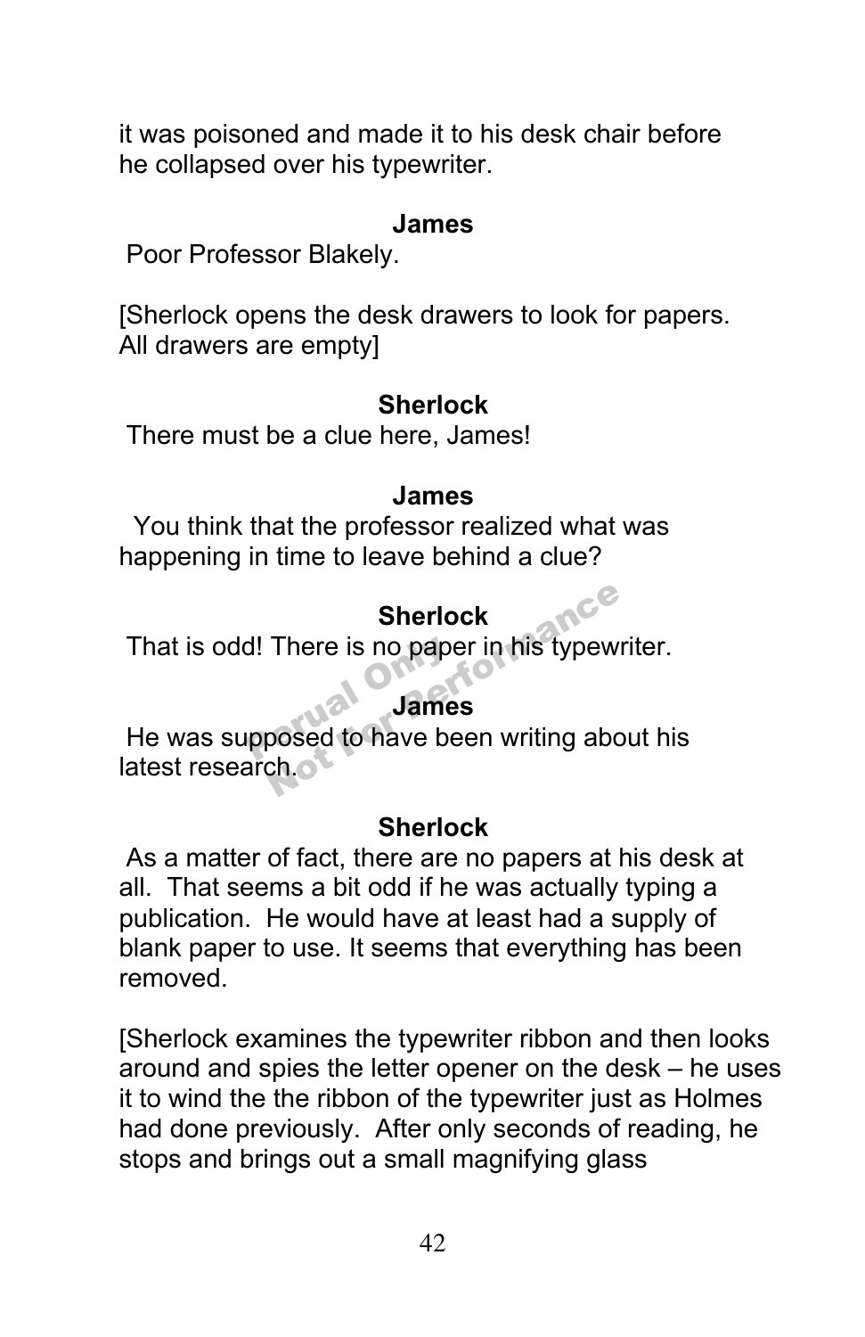it was poisoned and made it to his desk chair before he collapsed over his typewriter.

**James**

Poor Professor Blakely.

[Sherlock opens the desk drawers to look for papers. All drawers are empty]

**Sherlock**

There must be a clue here, James!

**James**

You think that the professor realized what was happening in time to leave behind a clue?

**Sherlock**

That is odd! There is no paper in his typewriter.

**James**

He was supposed to have been writing about his latest research.

**Sherlock**

As a matter of fact, there are no papers at his desk at all. That seems a bit odd if he was actually typing a publication. He would have at least had a supply of blank paper to use. It seems that everything has been removed.

[Sherlock examines the typewriter ribbon and then looks around and spies the letter opener on the desk – he uses it to wind the the ribbon of the typewriter just as Holmes had done previously. After only seconds of reading, he stops and brings out a small magnifying glass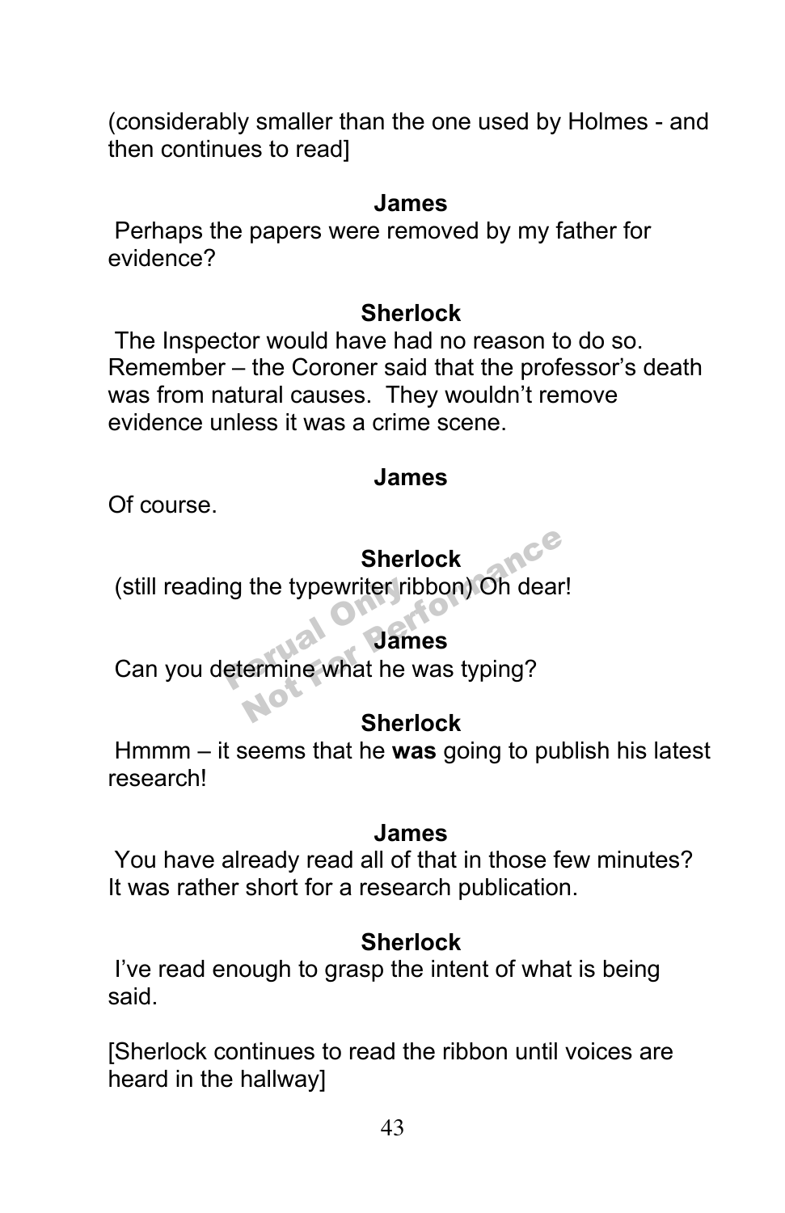(considerably smaller than the one used by Holmes - and then continues to read]

**James**

Perhaps the papers were removed by my father for evidence?

**Sherlock**

The Inspector would have had no reason to do so. Remember – the Coroner said that the professor's death was from natural causes. They wouldn't remove evidence unless it was a crime scene.

**James**

Of course.

**Sherlock**

(still reading the typewriter ribbon) Oh dear!

**James**

Can you determine what he was typing?

**Sherlock**

Hmmm – it seems that he **was** going to publish his latest research!

**James**

You have already read all of that in those few minutes? It was rather short for a research publication.

**Sherlock**

I've read enough to grasp the intent of what is being said.

[Sherlock continues to read the ribbon until voices are heard in the hallway]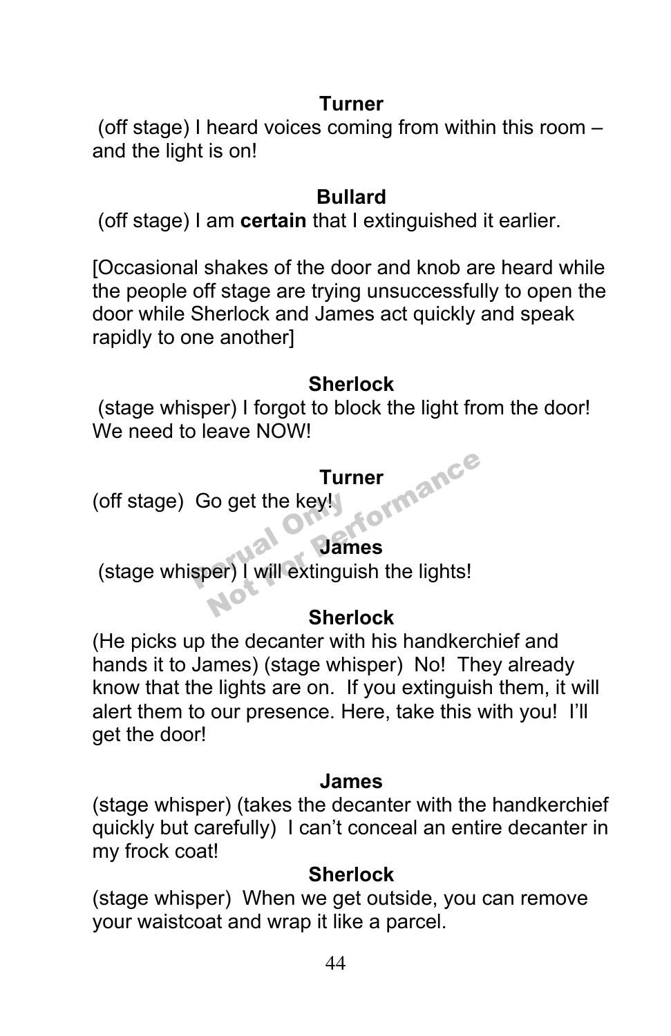**Turner**

(off stage) I heard voices coming from within this room – and the light is on!

**Bullard**

(off stage) I am **certain** that I extinguished it earlier.

[Occasional shakes of the door and knob are heard while the people off stage are trying unsuccessfully to open the door while Sherlock and James act quickly and speak rapidly to one another]

**Sherlock**

(stage whisper) I forgot to block the light from the door! We need to leave NOW!

**Turner**

(off stage) Go get the key!

**James**

(stage whisper) I will extinguish the lights!

**Sherlock**

(He picks up the decanter with his handkerchief and hands it to James) (stage whisper) No! They already know that the lights are on. If you extinguish them, it will alert them to our presence. Here, take this with you! I'll get the door!

**James**

(stage whisper) (takes the decanter with the handkerchief quickly but carefully) I can't conceal an entire decanter in my frock coat!

**Sherlock**

(stage whisper) When we get outside, you can remove your waistcoat and wrap it like a parcel.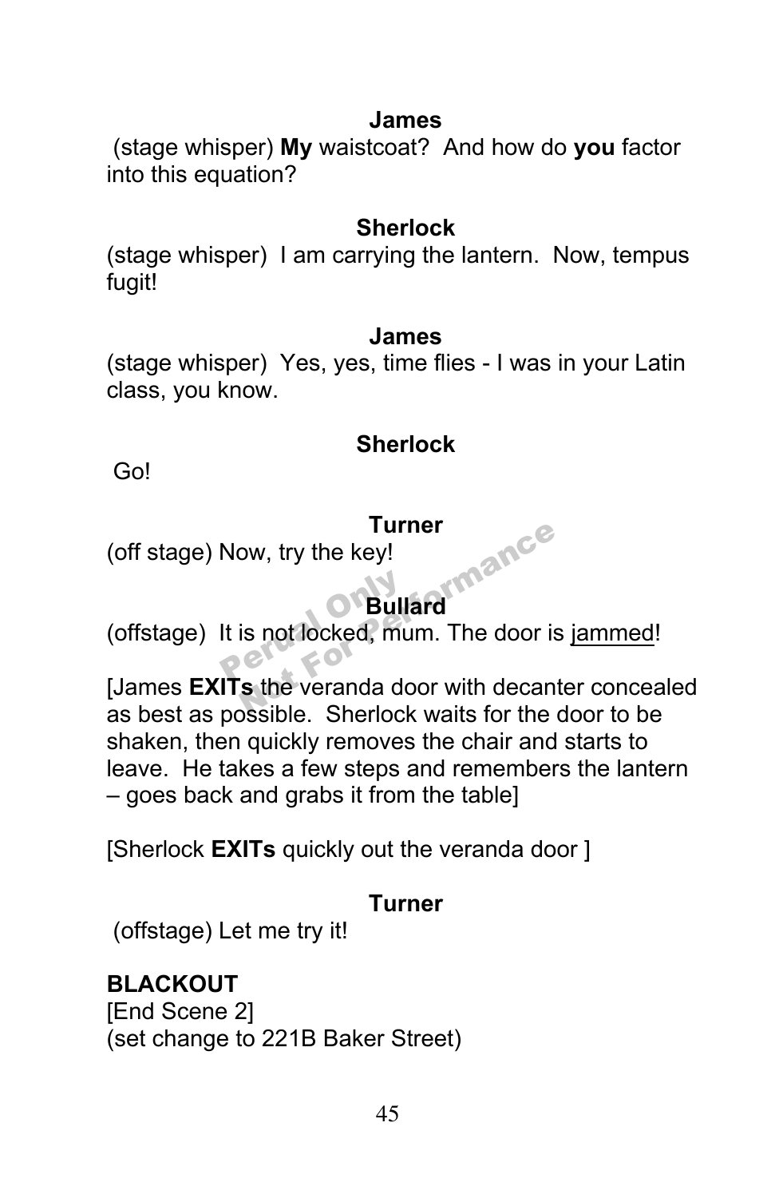**James**

(stage whisper) **My** waistcoat? And how do **you** factor into this equation?

**Sherlock**

(stage whisper) I am carrying the lantern. Now, tempus fugit!

**James**

(stage whisper) Yes, yes, time flies - I was in your Latin class, you know.

**Sherlock**

Go!

**Turner**

(off stage) Now, try the key!

**Bullard**

(offstage) It is not locked, mum. The door is jammed!

[James **EXITs** the veranda door with decanter concealed as best as possible. Sherlock waits for the door to be shaken, then quickly removes the chair and starts to leave. He takes a few steps and remembers the lantern – goes back and grabs it from the table]

[Sherlock **EXITs** quickly out the veranda door ]

**Turner**

(offstage) Let me try it!

**BLACKOUT**
[End Scene 2]
(set change to 221B Baker Street)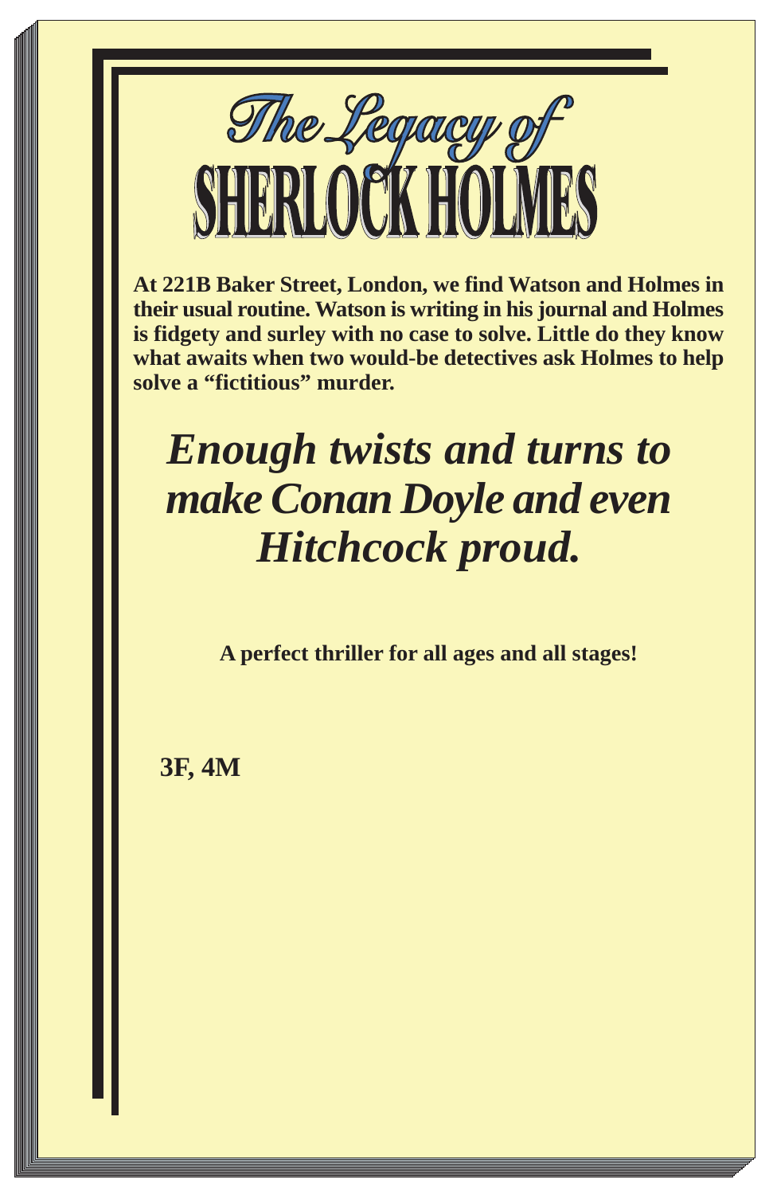# *The Legacy of* SHERLOCK HOLMES

**At 221B Baker Street, London, we find Watson and Holmes in their usual routine. Watson is writing in his journal and Holmes is fidgety and surley with no case to solve. Little do they know what awaits when two would-be detectives ask Holmes to help solve a "fictitious" murder.**

***Enough twists and turns to make Conan Doyle and even Hitchcock proud.***

**A perfect thriller for all ages and all stages!**

**3F, 4M**